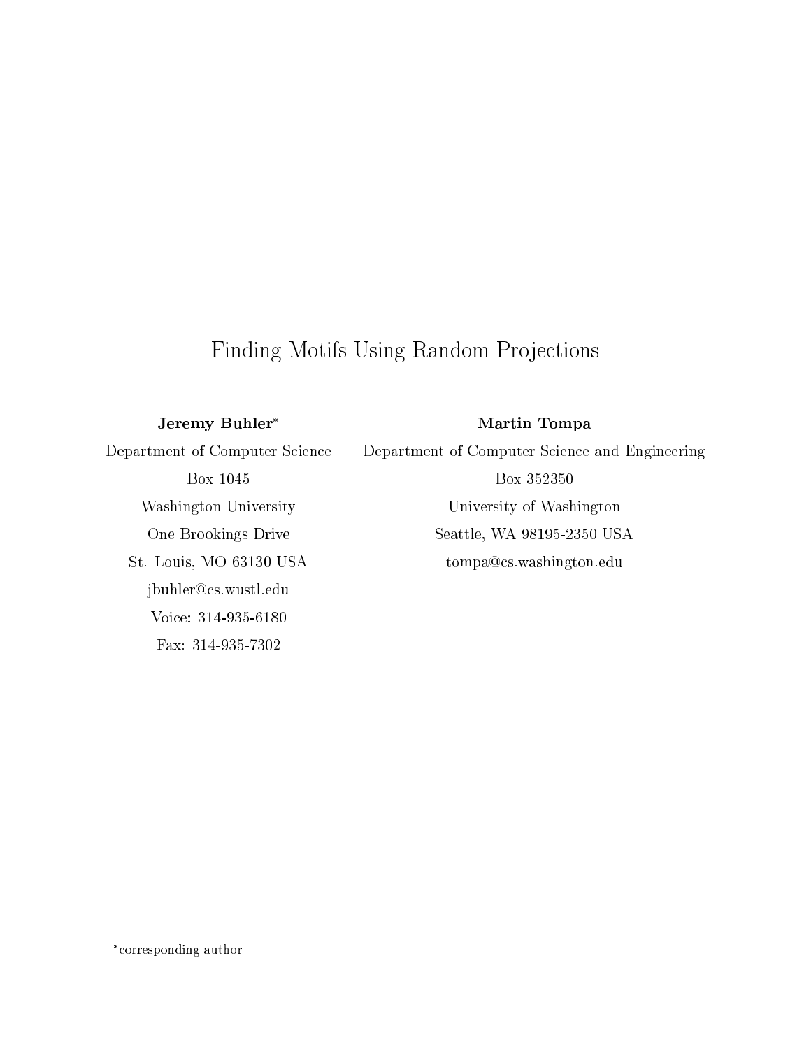# Finding Motifs Using Random Projections

**Jeremy Buhler***

Department of Computer Science

Box 1045

Washington University

One Brookings Drive

St. Louis, MO 63130 USA

jbuhler@cs.wustl.edu

Voice: 314-935-6180

Fax: 314-935-7302

**Martin Tompa**

Department of Computer Science and Engineering

Box 352350

University of Washington

Seattle, WA 98195-2350 USA

tompa@cs.washington.edu

*corresponding author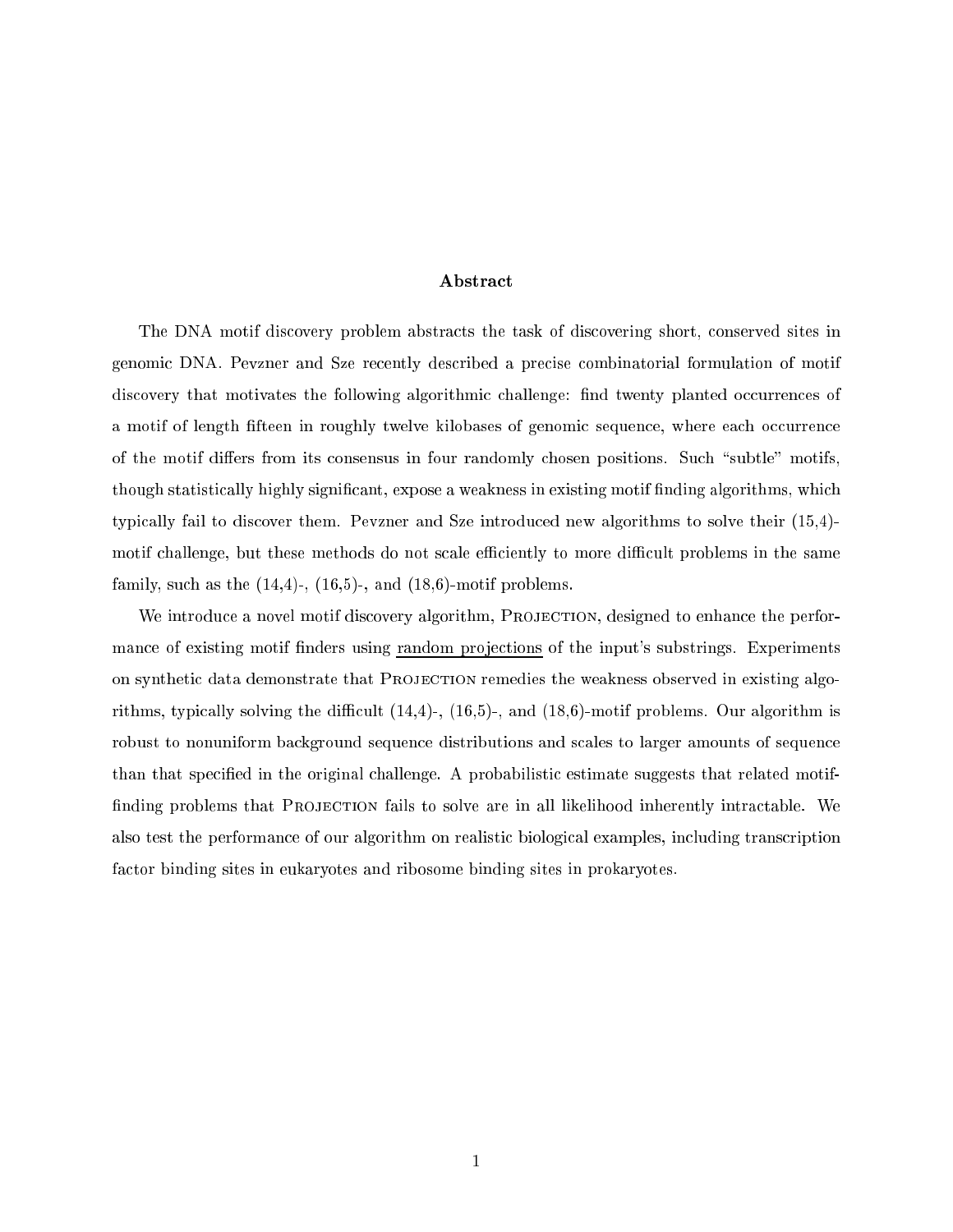## Abstract

The DNA motif discovery problem abstracts the task of discovering short, conserved sites in genomic DNA. Pevzner and Sze recently described a precise combinatorial formulation of motif discovery that motivates the following algorithmic challenge: find twenty planted occurrences of a motif of length fifteen in roughly twelve kilobases of genomic sequence, where each occurrence of the motif differs from its consensus in four randomly chosen positions. Such "subtle" motifs, though statistically highly significant, expose a weakness in existing motif finding algorithms, which typically fail to discover them. Pevzner and Sze introduced new algorithms to solve their (15,4)-motif challenge, but these methods do not scale efficiently to more difficult problems in the same family, such as the (14,4)-, (16,5)-, and (18,6)-motif problems.

We introduce a novel motif discovery algorithm, PROJECTION, designed to enhance the performance of existing motif finders using random projections of the input's substrings. Experiments on synthetic data demonstrate that PROJECTION remedies the weakness observed in existing algorithms, typically solving the difficult (14,4)-, (16,5)-, and (18,6)-motif problems. Our algorithm is robust to nonuniform background sequence distributions and scales to larger amounts of sequence than that specified in the original challenge. A probabilistic estimate suggests that related motif-finding problems that PROJECTION fails to solve are in all likelihood inherently intractable. We also test the performance of our algorithm on realistic biological examples, including transcription factor binding sites in eukaryotes and ribosome binding sites in prokaryotes.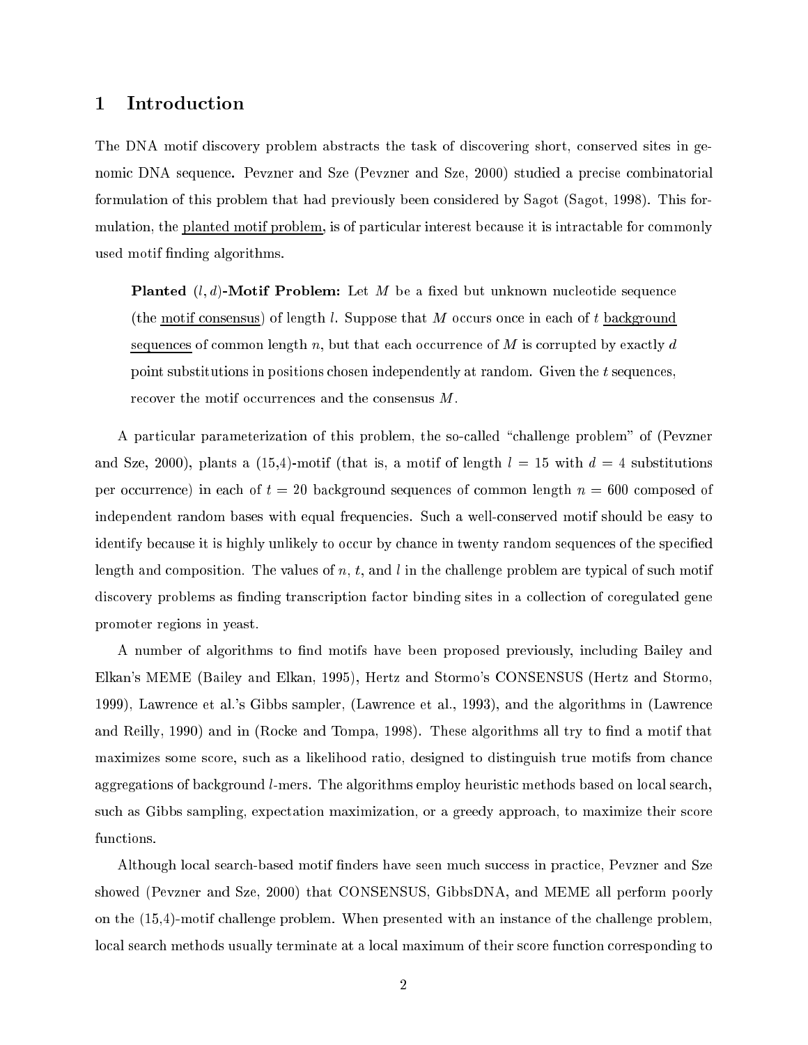# 1 Introduction

The DNA motif discovery problem abstracts the task of discovering short, conserved sites in genomic DNA sequence. Pevzner and Sze (Pevzner and Sze, 2000) studied a precise combinatorial formulation of this problem that had previously been considered by Sagot (Sagot, 1998). This formulation, the planted motif problem, is of particular interest because it is intractable for commonly used motif finding algorithms.

> **Planted $(l, d)$-Motif Problem:** Let $M$ be a fixed but unknown nucleotide sequence (the motif consensus) of length $l$. Suppose that $M$ occurs once in each of $t$ background sequences of common length $n$, but that each occurrence of $M$ is corrupted by exactly $d$ point substitutions in positions chosen independently at random. Given the $t$ sequences, recover the motif occurrences and the consensus $M$.

A particular parameterization of this problem, the so-called "challenge problem" of (Pevzner and Sze, 2000), plants a (15,4)-motif (that is, a motif of length $l = 15$ with $d = 4$ substitutions per occurrence) in each of $t = 20$ background sequences of common length $n = 600$ composed of independent random bases with equal frequencies. Such a well-conserved motif should be easy to identify because it is highly unlikely to occur by chance in twenty random sequences of the specified length and composition. The values of $n$, $t$, and $l$ in the challenge problem are typical of such motif discovery problems as finding transcription factor binding sites in a collection of coregulated gene promoter regions in yeast.

A number of algorithms to find motifs have been proposed previously, including Bailey and Elkan's MEME (Bailey and Elkan, 1995), Hertz and Stormo's CONSENSUS (Hertz and Stormo, 1999), Lawrence et al.'s Gibbs sampler, (Lawrence et al., 1993), and the algorithms in (Lawrence and Reilly, 1990) and in (Rocke and Tompa, 1998). These algorithms all try to find a motif that maximizes some score, such as a likelihood ratio, designed to distinguish true motifs from chance aggregations of background $l$-mers. The algorithms employ heuristic methods based on local search, such as Gibbs sampling, expectation maximization, or a greedy approach, to maximize their score functions.

Although local search-based motif finders have seen much success in practice, Pevzner and Sze showed (Pevzner and Sze, 2000) that CONSENSUS, GibbsDNA, and MEME all perform poorly on the (15,4)-motif challenge problem. When presented with an instance of the challenge problem, local search methods usually terminate at a local maximum of their score function corresponding to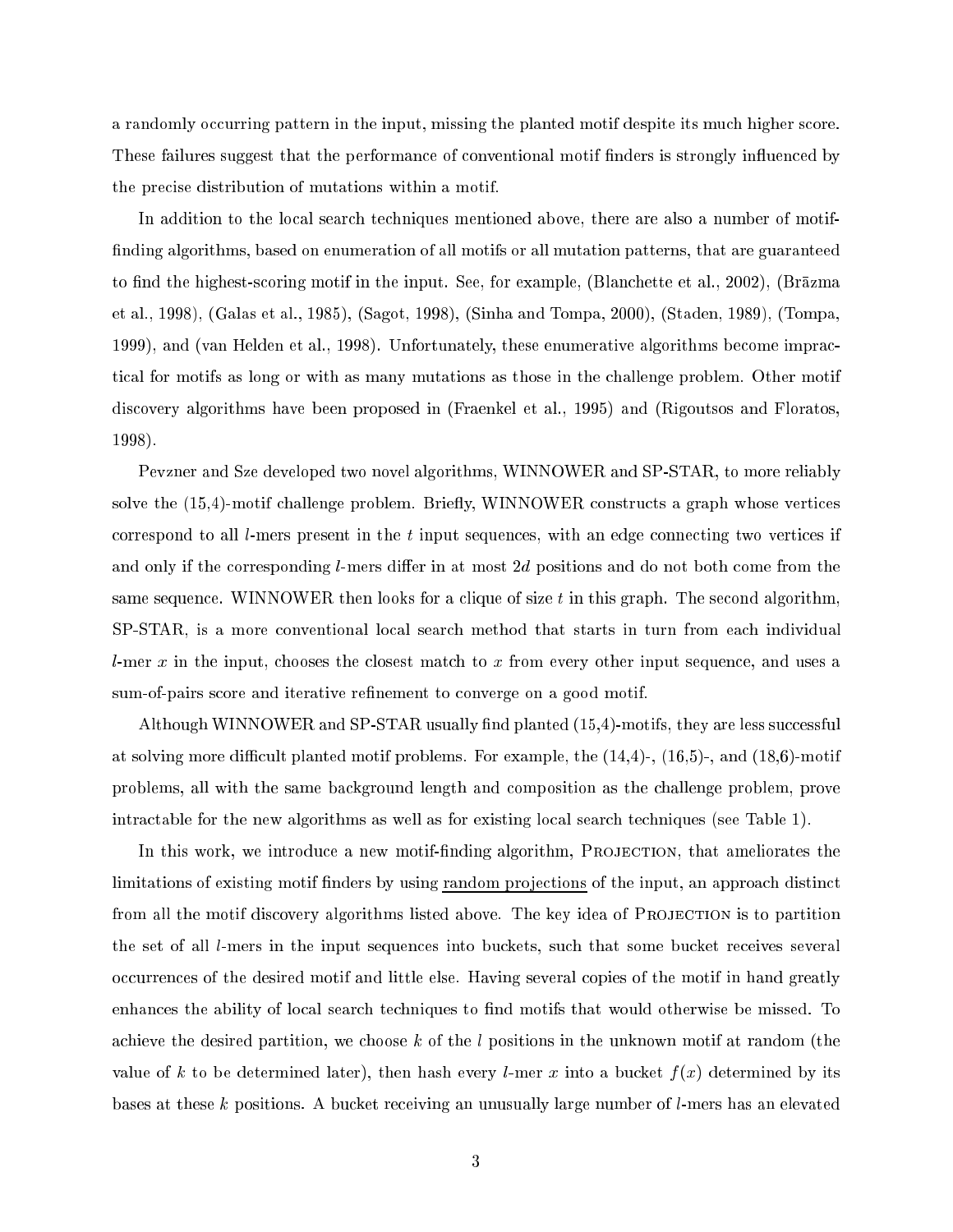a randomly occurring pattern in the input, missing the planted motif despite its much higher score. These failures suggest that the performance of conventional motif finders is strongly influenced by the precise distribution of mutations within a motif.

In addition to the local search techniques mentioned above, there are also a number of motif-finding algorithms, based on enumeration of all motifs or all mutation patterns, that are guaranteed to find the highest-scoring motif in the input. See, for example, (Blanchette et al., 2002), (Brāzma et al., 1998), (Galas et al., 1985), (Sagot, 1998), (Sinha and Tompa, 2000), (Staden, 1989), (Tompa, 1999), and (van Helden et al., 1998). Unfortunately, these enumerative algorithms become impractical for motifs as long or with as many mutations as those in the challenge problem. Other motif discovery algorithms have been proposed in (Fraenkel et al., 1995) and (Rigoutsos and Floratos, 1998).

Pevzner and Sze developed two novel algorithms, WINNOWER and SP-STAR, to more reliably solve the (15,4)-motif challenge problem. Briefly, WINNOWER constructs a graph whose vertices correspond to all $l$-mers present in the $t$ input sequences, with an edge connecting two vertices if and only if the corresponding $l$-mers differ in at most $2d$ positions and do not both come from the same sequence. WINNOWER then looks for a clique of size $t$ in this graph. The second algorithm, SP-STAR, is a more conventional local search method that starts in turn from each individual $l$-mer $x$ in the input, chooses the closest match to $x$ from every other input sequence, and uses a sum-of-pairs score and iterative refinement to converge on a good motif.

Although WINNOWER and SP-STAR usually find planted (15,4)-motifs, they are less successful at solving more difficult planted motif problems. For example, the (14,4)-, (16,5)-, and (18,6)-motif problems, all with the same background length and composition as the challenge problem, prove intractable for the new algorithms as well as for existing local search techniques (see Table 1).

In this work, we introduce a new motif-finding algorithm, PROJECTION, that ameliorates the limitations of existing motif finders by using random projections of the input, an approach distinct from all the motif discovery algorithms listed above. The key idea of PROJECTION is to partition the set of all $l$-mers in the input sequences into buckets, such that some bucket receives several occurrences of the desired motif and little else. Having several copies of the motif in hand greatly enhances the ability of local search techniques to find motifs that would otherwise be missed. To achieve the desired partition, we choose $k$ of the $l$ positions in the unknown motif at random (the value of $k$ to be determined later), then hash every $l$-mer $x$ into a bucket $f(x)$ determined by its bases at these $k$ positions. A bucket receiving an unusually large number of $l$-mers has an elevated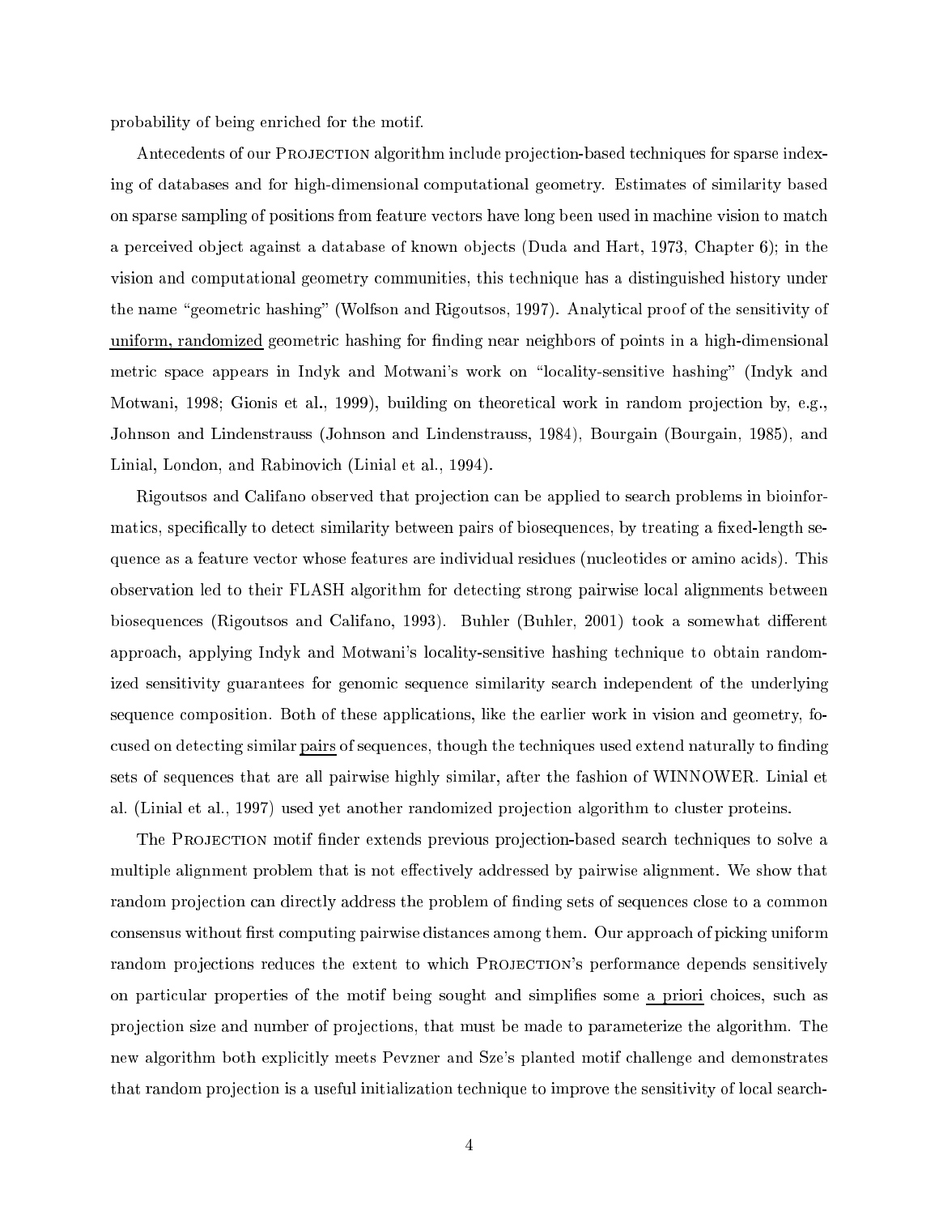probability of being enriched for the motif.

Antecedents of our PROJECTION algorithm include projection-based techniques for sparse indexing of databases and for high-dimensional computational geometry. Estimates of similarity based on sparse sampling of positions from feature vectors have long been used in machine vision to match a perceived object against a database of known objects (Duda and Hart, 1973, Chapter 6); in the vision and computational geometry communities, this technique has a distinguished history under the name "geometric hashing" (Wolfson and Rigoutsos, 1997). Analytical proof of the sensitivity of uniform, randomized geometric hashing for finding near neighbors of points in a high-dimensional metric space appears in Indyk and Motwani's work on "locality-sensitive hashing" (Indyk and Motwani, 1998; Gionis et al., 1999), building on theoretical work in random projection by, e.g., Johnson and Lindenstrauss (Johnson and Lindenstrauss, 1984), Bourgain (Bourgain, 1985), and Linial, London, and Rabinovich (Linial et al., 1994).

Rigoutsos and Califano observed that projection can be applied to search problems in bioinformatics, specifically to detect similarity between pairs of biosequences, by treating a fixed-length sequence as a feature vector whose features are individual residues (nucleotides or amino acids). This observation led to their FLASH algorithm for detecting strong pairwise local alignments between biosequences (Rigoutsos and Califano, 1993). Buhler (Buhler, 2001) took a somewhat different approach, applying Indyk and Motwani's locality-sensitive hashing technique to obtain randomized sensitivity guarantees for genomic sequence similarity search independent of the underlying sequence composition. Both of these applications, like the earlier work in vision and geometry, focused on detecting similar pairs of sequences, though the techniques used extend naturally to finding sets of sequences that are all pairwise highly similar, after the fashion of WINNOWER. Linial et al. (Linial et al., 1997) used yet another randomized projection algorithm to cluster proteins.

The PROJECTION motif finder extends previous projection-based search techniques to solve a multiple alignment problem that is not effectively addressed by pairwise alignment. We show that random projection can directly address the problem of finding sets of sequences close to a common consensus without first computing pairwise distances among them. Our approach of picking uniform random projections reduces the extent to which PROJECTION's performance depends sensitively on particular properties of the motif being sought and simplifies some a priori choices, such as projection size and number of projections, that must be made to parameterize the algorithm. The new algorithm both explicitly meets Pevzner and Sze's planted motif challenge and demonstrates that random projection is a useful initialization technique to improve the sensitivity of local search-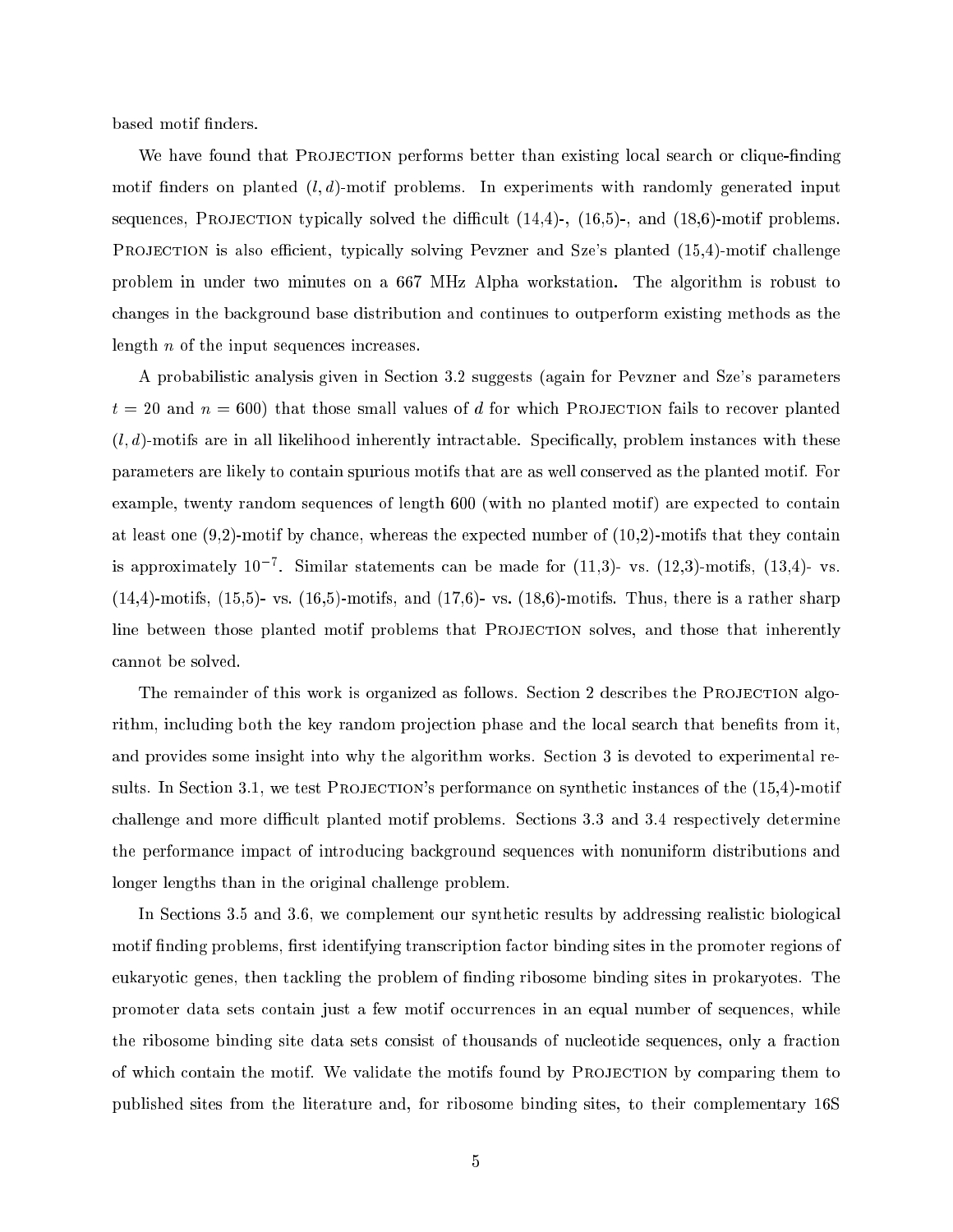based motif finders.

We have found that Projection performs better than existing local search or clique-finding motif finders on planted $(l, d)$-motif problems. In experiments with randomly generated input sequences, Projection typically solved the difficult (14,4)-, (16,5)-, and (18,6)-motif problems. Projection is also efficient, typically solving Pevzner and Sze's planted (15,4)-motif challenge problem in under two minutes on a 667 MHz Alpha workstation. The algorithm is robust to changes in the background base distribution and continues to outperform existing methods as the length $n$ of the input sequences increases.

A probabilistic analysis given in Section 3.2 suggests (again for Pevzner and Sze's parameters $t = 20$ and $n = 600$) that those small values of $d$ for which Projection fails to recover planted $(l, d)$-motifs are in all likelihood inherently intractable. Specifically, problem instances with these parameters are likely to contain spurious motifs that are as well conserved as the planted motif. For example, twenty random sequences of length 600 (with no planted motif) are expected to contain at least one (9,2)-motif by chance, whereas the expected number of (10,2)-motifs that they contain is approximately $10^{-7}$. Similar statements can be made for (11,3)- vs. (12,3)-motifs, (13,4)- vs. (14,4)-motifs, (15,5)- vs. (16,5)-motifs, and (17,6)- vs. (18,6)-motifs. Thus, there is a rather sharp line between those planted motif problems that Projection solves, and those that inherently cannot be solved.

The remainder of this work is organized as follows. Section 2 describes the Projection algorithm, including both the key random projection phase and the local search that benefits from it, and provides some insight into why the algorithm works. Section 3 is devoted to experimental results. In Section 3.1, we test Projection's performance on synthetic instances of the (15,4)-motif challenge and more difficult planted motif problems. Sections 3.3 and 3.4 respectively determine the performance impact of introducing background sequences with nonuniform distributions and longer lengths than in the original challenge problem.

In Sections 3.5 and 3.6, we complement our synthetic results by addressing realistic biological motif finding problems, first identifying transcription factor binding sites in the promoter regions of eukaryotic genes, then tackling the problem of finding ribosome binding sites in prokaryotes. The promoter data sets contain just a few motif occurrences in an equal number of sequences, while the ribosome binding site data sets consist of thousands of nucleotide sequences, only a fraction of which contain the motif. We validate the motifs found by Projection by comparing them to published sites from the literature and, for ribosome binding sites, to their complementary 16S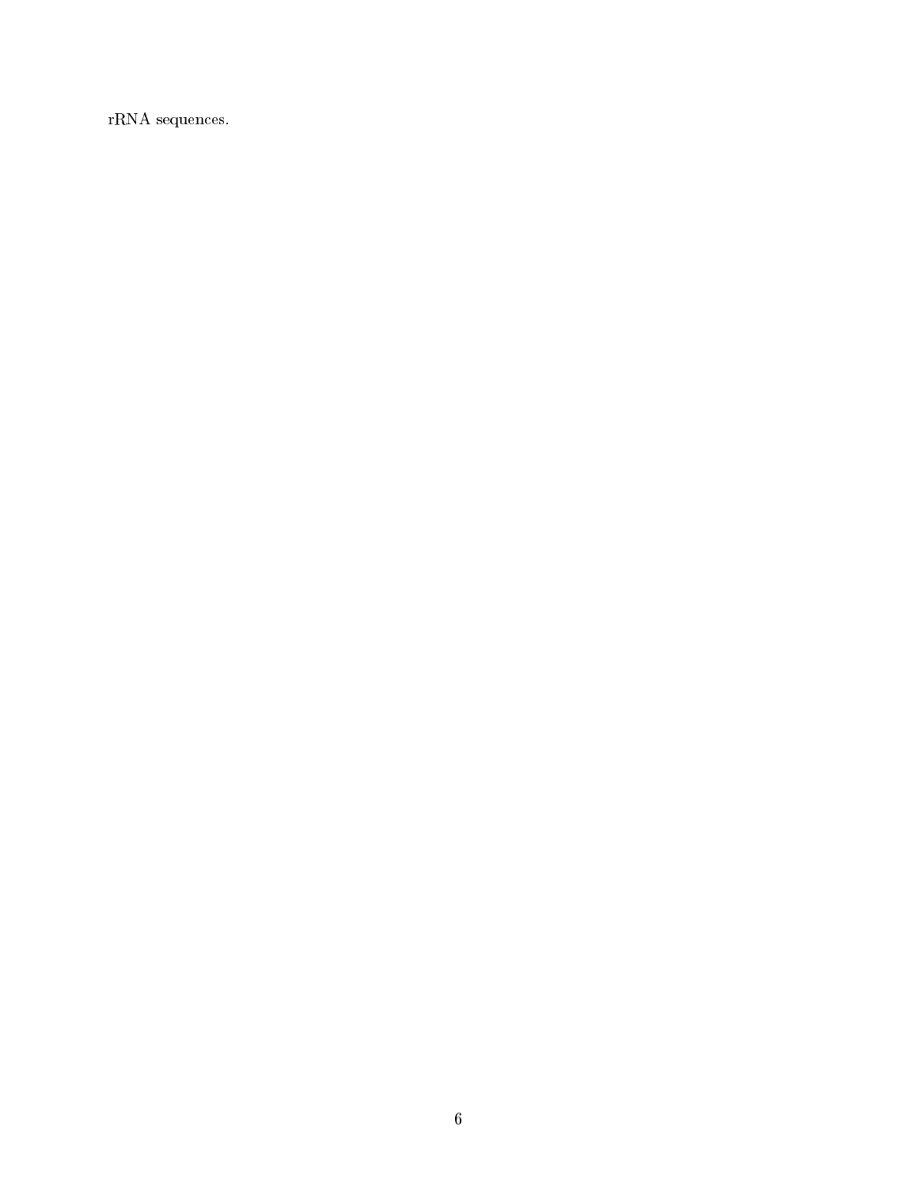rRNA sequences.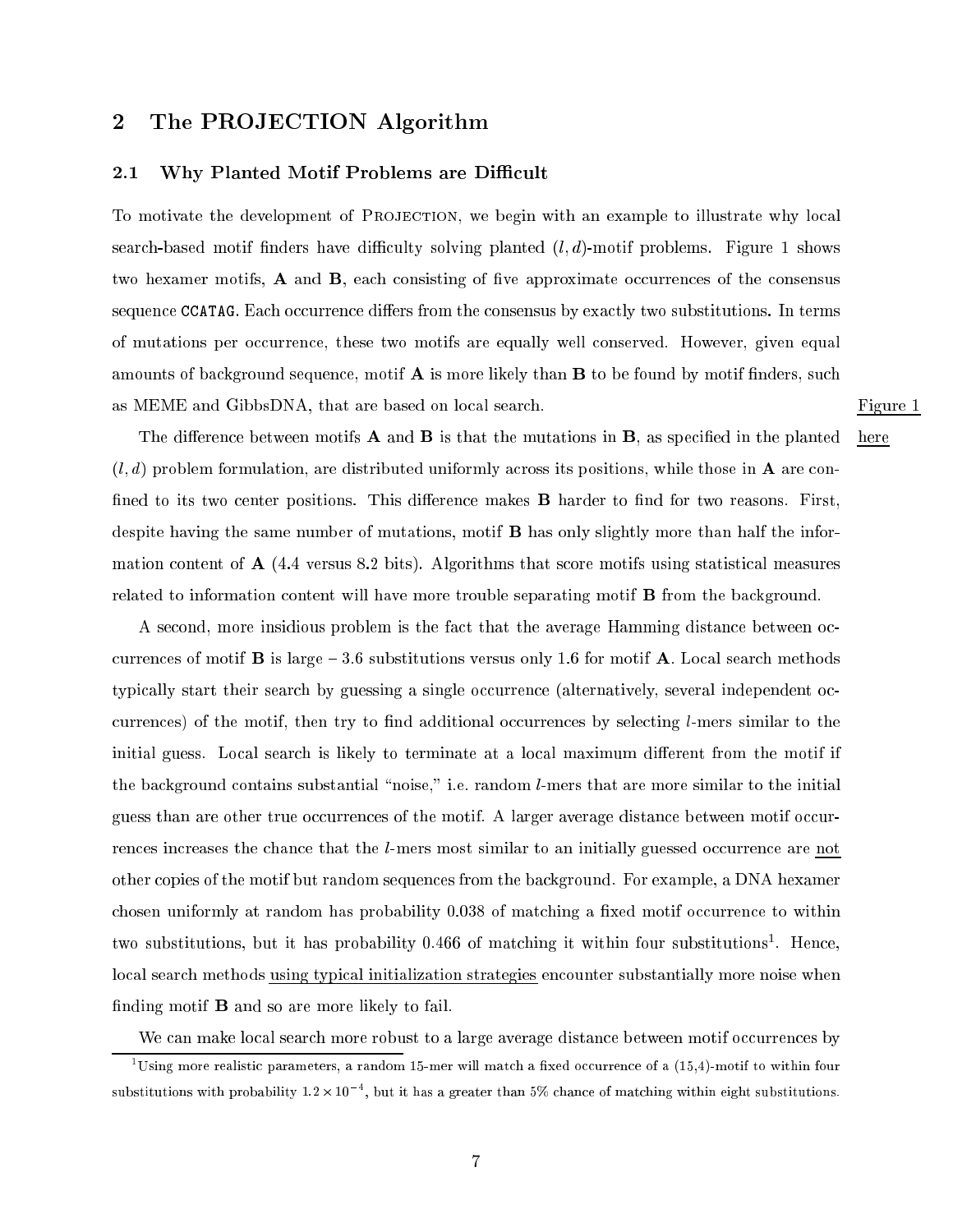## 2 The PROJECTION Algorithm

### 2.1 Why Planted Motif Problems are Difficult

To motivate the development of PROJECTION, we begin with an example to illustrate why local search-based motif finders have difficulty solving planted $(l, d)$-motif problems. Figure 1 shows two hexamer motifs, **A** and **B**, each consisting of five approximate occurrences of the consensus sequence `CCATAG`. Each occurrence differs from the consensus by exactly two substitutions. In terms of mutations per occurrence, these two motifs are equally well conserved. However, given equal amounts of background sequence, motif **A** is more likely than **B** to be found by motif finders, such as MEME and GibbsDNA, that are based on local search.

Figure 1 here

The difference between motifs **A** and **B** is that the mutations in **B**, as specified in the planted $(l, d)$ problem formulation, are distributed uniformly across its positions, while those in **A** are confined to its two center positions. This difference makes **B** harder to find for two reasons. First, despite having the same number of mutations, motif **B** has only slightly more than half the information content of **A** (4.4 versus 8.2 bits). Algorithms that score motifs using statistical measures related to information content will have more trouble separating motif **B** from the background.

A second, more insidious problem is the fact that the average Hamming distance between occurrences of motif **B** is large – 3.6 substitutions versus only 1.6 for motif **A**. Local search methods typically start their search by guessing a single occurrence (alternatively, several independent occurrences) of the motif, then try to find additional occurrences by selecting $l$-mers similar to the initial guess. Local search is likely to terminate at a local maximum different from the motif if the background contains substantial "noise," i.e. random $l$-mers that are more similar to the initial guess than are other true occurrences of the motif. A larger average distance between motif occurrences increases the chance that the $l$-mers most similar to an initially guessed occurrence are not other copies of the motif but random sequences from the background. For example, a DNA hexamer chosen uniformly at random has probability 0.038 of matching a fixed motif occurrence to within two substitutions, but it has probability 0.466 of matching it within four substitutions[1]. Hence, local search methods using typical initialization strategies encounter substantially more noise when finding motif **B** and so are more likely to fail.

We can make local search more robust to a large average distance between motif occurrences by

[1] Using more realistic parameters, a random 15-mer will match a fixed occurrence of a (15,4)-motif to within four substitutions with probability $1.2 \times 10^{-4}$, but it has a greater than 5% chance of matching within eight substitutions.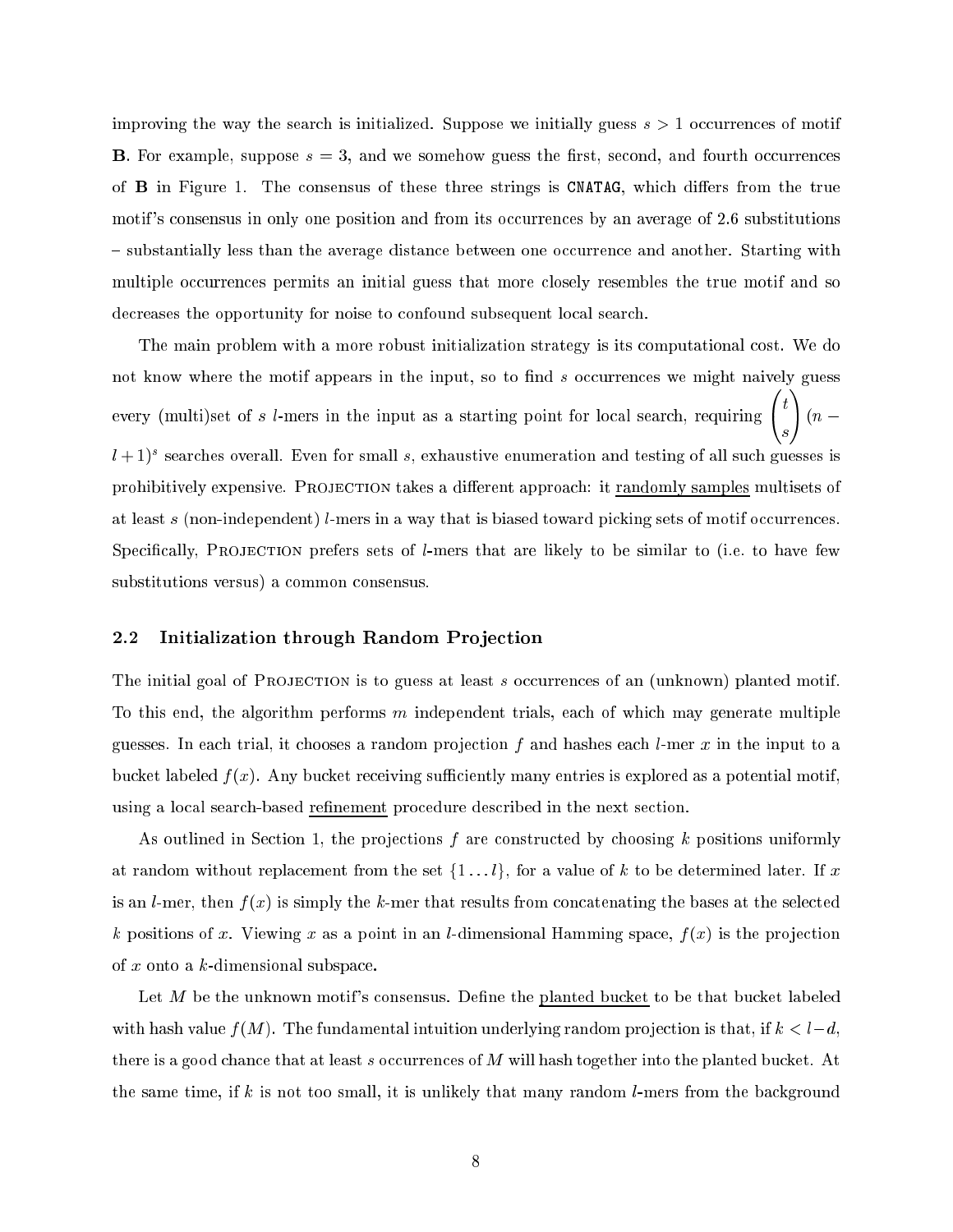improving the way the search is initialized. Suppose we initially guess $s > 1$ occurrences of motif **B**. For example, suppose $s = 3$, and we somehow guess the first, second, and fourth occurrences of **B** in Figure 1. The consensus of these three strings is `CNATAG`, which differs from the true motif's consensus in only one position and from its occurrences by an average of 2.6 substitutions – substantially less than the average distance between one occurrence and another. Starting with multiple occurrences permits an initial guess that more closely resembles the true motif and so decreases the opportunity for noise to confound subsequent local search.

The main problem with a more robust initialization strategy is its computational cost. We do not know where the motif appears in the input, so to find $s$ occurrences we might naively guess every (multi)set of $s$ $l$-mers in the input as a starting point for local search, requiring $\binom{t}{s}(n - l + 1)^s$ searches overall. Even for small $s$, exhaustive enumeration and testing of all such guesses is prohibitively expensive. Projection takes a different approach: it randomly samples multisets of at least $s$ (non-independent) $l$-mers in a way that is biased toward picking sets of motif occurrences. Specifically, Projection prefers sets of $l$-mers that are likely to be similar to (i.e. to have few substitutions versus) a common consensus.

### 2.2 Initialization through Random Projection

The initial goal of Projection is to guess at least $s$ occurrences of an (unknown) planted motif. To this end, the algorithm performs $m$ independent trials, each of which may generate multiple guesses. In each trial, it chooses a random projection $f$ and hashes each $l$-mer $x$ in the input to a bucket labeled $f(x)$. Any bucket receiving sufficiently many entries is explored as a potential motif, using a local search-based refinement procedure described in the next section.

As outlined in Section 1, the projections $f$ are constructed by choosing $k$ positions uniformly at random without replacement from the set $\{1 \ldots l\}$, for a value of $k$ to be determined later. If $x$ is an $l$-mer, then $f(x)$ is simply the $k$-mer that results from concatenating the bases at the selected $k$ positions of $x$. Viewing $x$ as a point in an $l$-dimensional Hamming space, $f(x)$ is the projection of $x$ onto a $k$-dimensional subspace.

Let $M$ be the unknown motif's consensus. Define the planted bucket to be that bucket labeled with hash value $f(M)$. The fundamental intuition underlying random projection is that, if $k < l - d$, there is a good chance that at least $s$ occurrences of $M$ will hash together into the planted bucket. At the same time, if $k$ is not too small, it is unlikely that many random $l$-mers from the background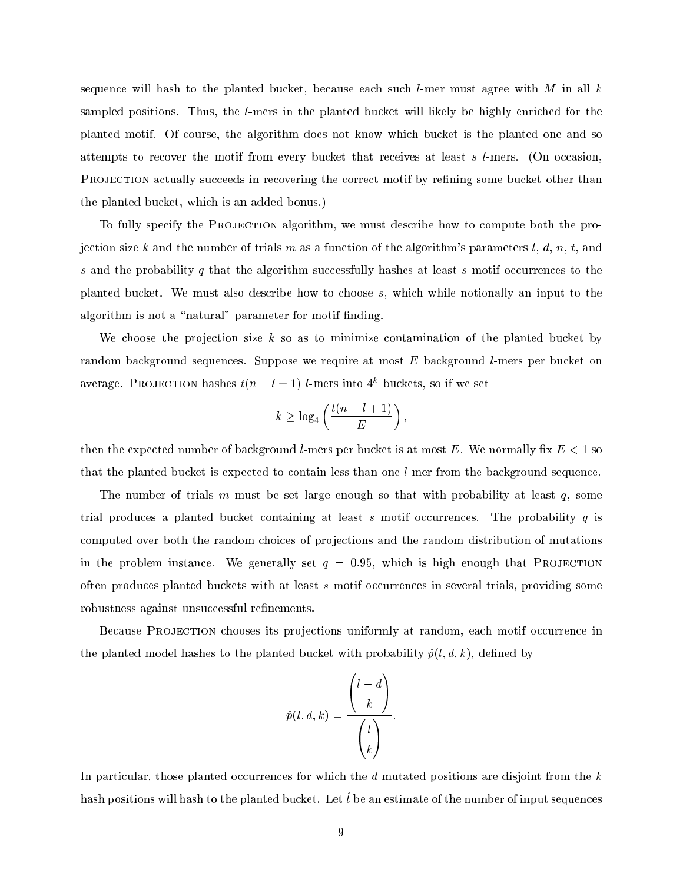sequence will hash to the planted bucket, because each such $l$-mer must agree with $M$ in all $k$ sampled positions. Thus, the $l$-mers in the planted bucket will likely be highly enriched for the planted motif. Of course, the algorithm does not know which bucket is the planted one and so attempts to recover the motif from every bucket that receives at least $s$ $l$-mers. (On occasion, PROJECTION actually succeeds in recovering the correct motif by refining some bucket other than the planted bucket, which is an added bonus.)

To fully specify the PROJECTION algorithm, we must describe how to compute both the projection size $k$ and the number of trials $m$ as a function of the algorithm's parameters $l$, $d$, $n$, $t$, and $s$ and the probability $q$ that the algorithm successfully hashes at least $s$ motif occurrences to the planted bucket. We must also describe how to choose $s$, which while notionally an input to the algorithm is not a "natural" parameter for motif finding.

We choose the projection size $k$ so as to minimize contamination of the planted bucket by random background sequences. Suppose we require at most $E$ background $l$-mers per bucket on average. PROJECTION hashes $t(n-l+1)$ $l$-mers into $4^k$ buckets, so if we set

$$k \geq \log_4 \left( \frac{t(n-l+1)}{E} \right),$$

then the expected number of background $l$-mers per bucket is at most $E$. We normally fix $E < 1$ so that the planted bucket is expected to contain less than one $l$-mer from the background sequence.

The number of trials $m$ must be set large enough so that with probability at least $q$, some trial produces a planted bucket containing at least $s$ motif occurrences. The probability $q$ is computed over both the random choices of projections and the random distribution of mutations in the problem instance. We generally set $q = 0.95$, which is high enough that PROJECTION often produces planted buckets with at least $s$ motif occurrences in several trials, providing some robustness against unsuccessful refinements.

Because PROJECTION chooses its projections uniformly at random, each motif occurrence in the planted model hashes to the planted bucket with probability $\hat{p}(l, d, k)$, defined by

$$\hat{p}(l, d, k) = \frac{\binom{l-d}{k}}{\binom{l}{k}}.$$

In particular, those planted occurrences for which the $d$ mutated positions are disjoint from the $k$ hash positions will hash to the planted bucket. Let $\hat{t}$ be an estimate of the number of input sequences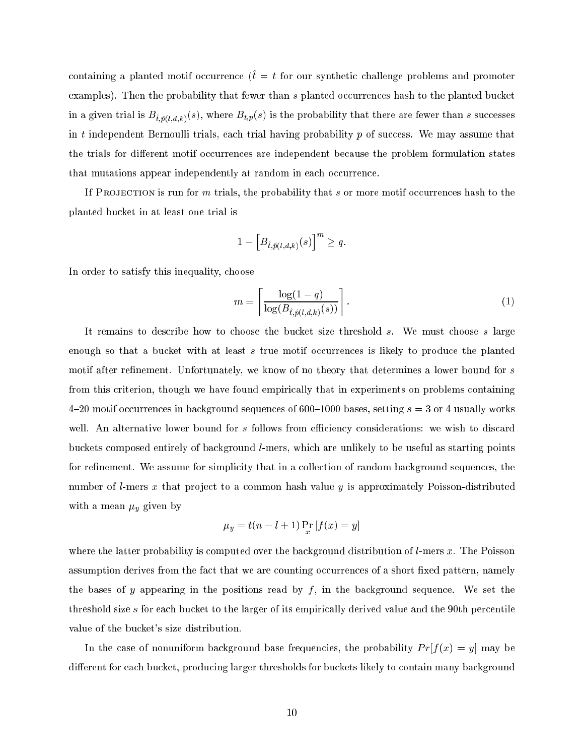containing a planted motif occurrence ($\hat{t} = t$ for our synthetic challenge problems and promoter examples). Then the probability that fewer than $s$ planted occurrences hash to the planted bucket in a given trial is $B_{\hat{t},\hat{p}(l,d,k)}(s)$, where $B_{t,p}(s)$ is the probability that there are fewer than $s$ successes in $t$ independent Bernoulli trials, each trial having probability $p$ of success. We may assume that the trials for different motif occurrences are independent because the problem formulation states that mutations appear independently at random in each occurrence.

If Projection is run for $m$ trials, the probability that $s$ or more motif occurrences hash to the planted bucket in at least one trial is

$$1 - \left[B_{\hat{t},\hat{p}(l,d,k)}(s)\right]^m \geq q.$$

In order to satisfy this inequality, choose

$$m = \left\lceil \frac{\log(1-q)}{\log(B_{\hat{t},\hat{p}(l,d,k)}(s))} \right\rceil. \tag{1}$$

It remains to describe how to choose the bucket size threshold $s$. We must choose $s$ large enough so that a bucket with at least $s$ true motif occurrences is likely to produce the planted motif after refinement. Unfortunately, we know of no theory that determines a lower bound for $s$ from this criterion, though we have found empirically that in experiments on problems containing 4–20 motif occurrences in background sequences of 600–1000 bases, setting $s = 3$ or 4 usually works well. An alternative lower bound for $s$ follows from efficiency considerations: we wish to discard buckets composed entirely of background $l$-mers, which are unlikely to be useful as starting points for refinement. We assume for simplicity that in a collection of random background sequences, the number of $l$-mers $x$ that project to a common hash value $y$ is approximately Poisson-distributed with a mean $\mu_y$ given by

$$\mu_y = t(n - l + 1) \Pr_x [f(x) = y]$$

where the latter probability is computed over the background distribution of $l$-mers $x$. The Poisson assumption derives from the fact that we are counting occurrences of a short fixed pattern, namely the bases of $y$ appearing in the positions read by $f$, in the background sequence. We set the threshold size $s$ for each bucket to the larger of its empirically derived value and the 90th percentile value of the bucket's size distribution.

In the case of nonuniform background base frequencies, the probability $Pr[f(x) = y]$ may be different for each bucket, producing larger thresholds for buckets likely to contain many background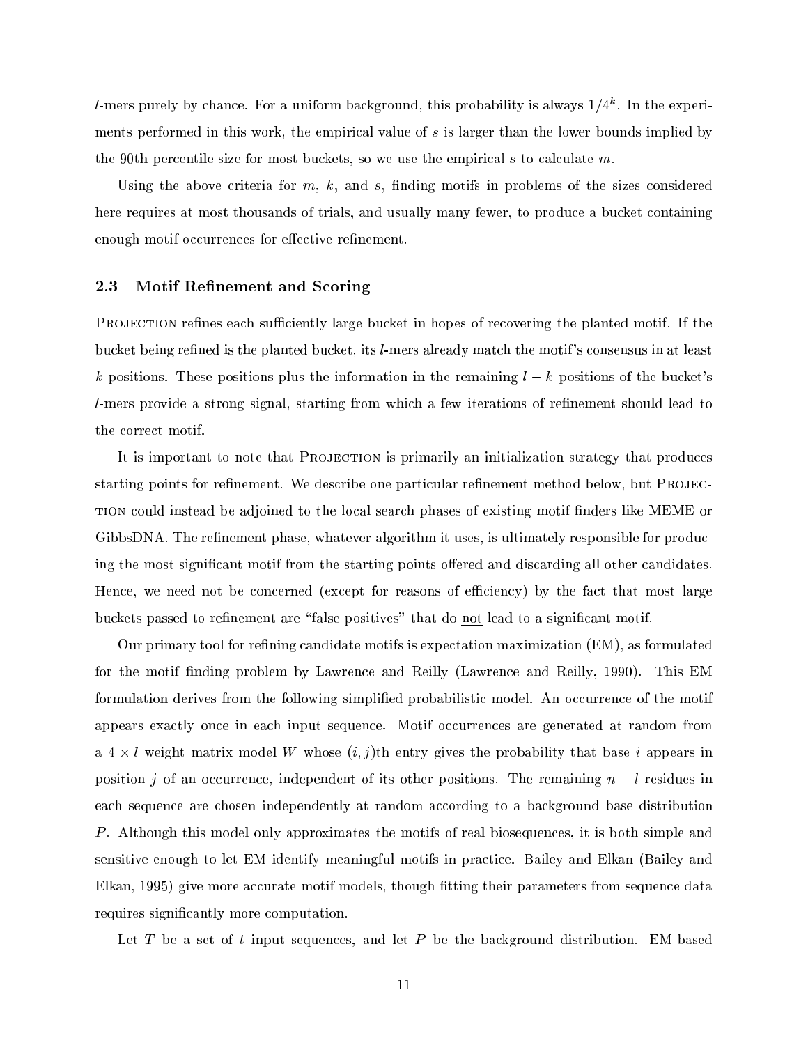$l$-mers purely by chance. For a uniform background, this probability is always $1/4^k$. In the experiments performed in this work, the empirical value of $s$ is larger than the lower bounds implied by the 90th percentile size for most buckets, so we use the empirical $s$ to calculate $m$.

Using the above criteria for $m$, $k$, and $s$, finding motifs in problems of the sizes considered here requires at most thousands of trials, and usually many fewer, to produce a bucket containing enough motif occurrences for effective refinement.

### 2.3 Motif Refinement and Scoring

Projection refines each sufficiently large bucket in hopes of recovering the planted motif. If the bucket being refined is the planted bucket, its $l$-mers already match the motif's consensus in at least $k$ positions. These positions plus the information in the remaining $l - k$ positions of the bucket's $l$-mers provide a strong signal, starting from which a few iterations of refinement should lead to the correct motif.

It is important to note that Projection is primarily an initialization strategy that produces starting points for refinement. We describe one particular refinement method below, but Projection could instead be adjoined to the local search phases of existing motif finders like MEME or GibbsDNA. The refinement phase, whatever algorithm it uses, is ultimately responsible for producing the most significant motif from the starting points offered and discarding all other candidates. Hence, we need not be concerned (except for reasons of efficiency) by the fact that most large buckets passed to refinement are "false positives" that do not lead to a significant motif.

Our primary tool for refining candidate motifs is expectation maximization (EM), as formulated for the motif finding problem by Lawrence and Reilly (Lawrence and Reilly, 1990). This EM formulation derives from the following simplified probabilistic model. An occurrence of the motif appears exactly once in each input sequence. Motif occurrences are generated at random from a $4 \times l$ weight matrix model $W$ whose $(i, j)$th entry gives the probability that base $i$ appears in position $j$ of an occurrence, independent of its other positions. The remaining $n - l$ residues in each sequence are chosen independently at random according to a background base distribution $P$. Although this model only approximates the motifs of real biosequences, it is both simple and sensitive enough to let EM identify meaningful motifs in practice. Bailey and Elkan (Bailey and Elkan, 1995) give more accurate motif models, though fitting their parameters from sequence data requires significantly more computation.

Let $T$ be a set of $t$ input sequences, and let $P$ be the background distribution. EM-based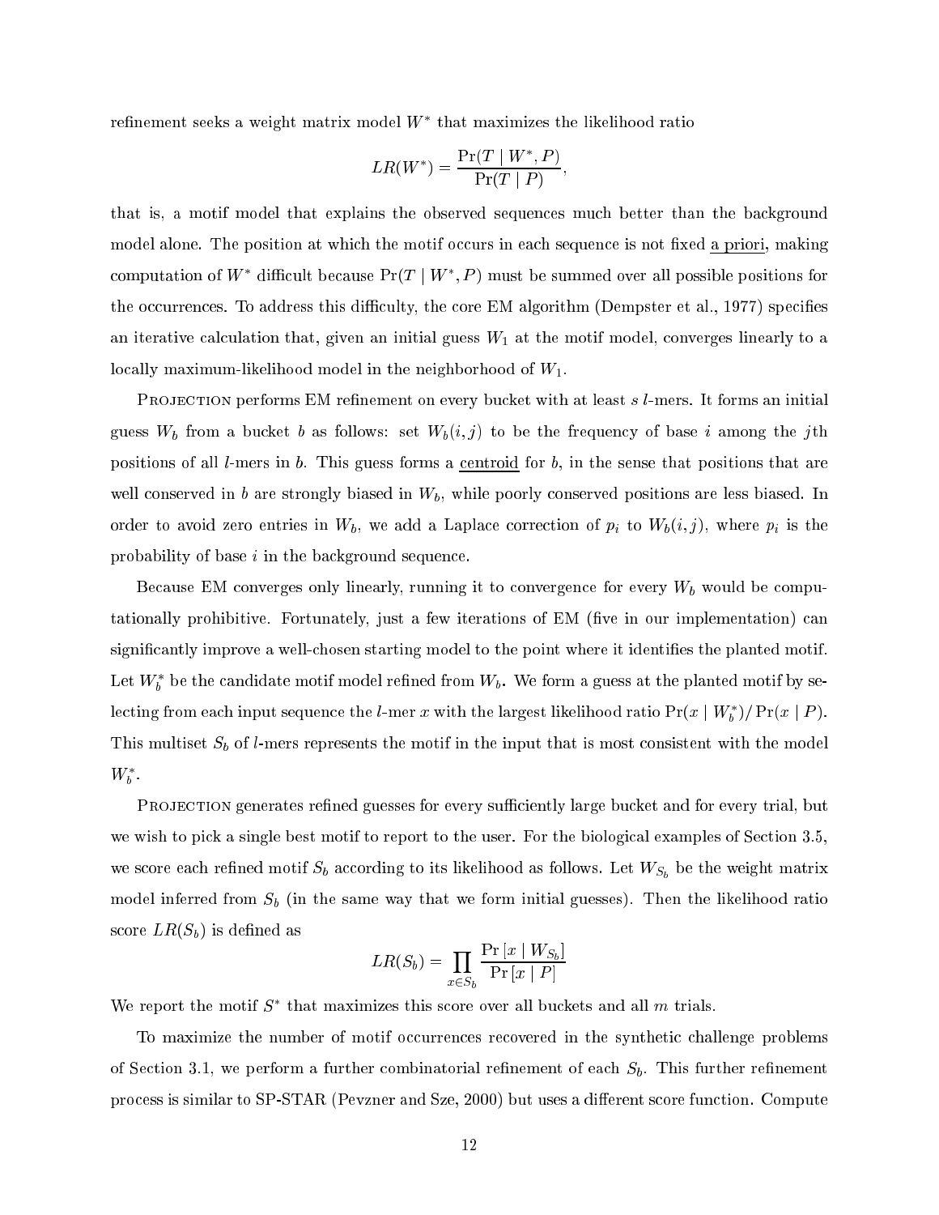refinement seeks a weight matrix model $W^*$ that maximizes the likelihood ratio

$$LR(W^*) = \frac{\Pr(T \mid W^*, P)}{\Pr(T \mid P)},$$

that is, a motif model that explains the observed sequences much better than the background model alone. The position at which the motif occurs in each sequence is not fixed a priori, making computation of $W^*$ difficult because $\Pr(T \mid W^*, P)$ must be summed over all possible positions for the occurrences. To address this difficulty, the core EM algorithm (Dempster et al., 1977) specifies an iterative calculation that, given an initial guess $W_1$ at the motif model, converges linearly to a locally maximum-likelihood model in the neighborhood of $W_1$.

Projection performs EM refinement on every bucket with at least $s$ $l$-mers. It forms an initial guess $W_b$ from a bucket $b$ as follows: set $W_b(i, j)$ to be the frequency of base $i$ among the $j$th positions of all $l$-mers in $b$. This guess forms a centroid for $b$, in the sense that positions that are well conserved in $b$ are strongly biased in $W_b$, while poorly conserved positions are less biased. In order to avoid zero entries in $W_b$, we add a Laplace correction of $p_i$ to $W_b(i, j)$, where $p_i$ is the probability of base $i$ in the background sequence.

Because EM converges only linearly, running it to convergence for every $W_b$ would be computationally prohibitive. Fortunately, just a few iterations of EM (five in our implementation) can significantly improve a well-chosen starting model to the point where it identifies the planted motif. Let $W_b^*$ be the candidate motif model refined from $W_b$. We form a guess at the planted motif by selecting from each input sequence the $l$-mer $x$ with the largest likelihood ratio $\Pr(x \mid W_b^*)/\Pr(x \mid P)$. This multiset $S_b$ of $l$-mers represents the motif in the input that is most consistent with the model $W_b^*$.

Projection generates refined guesses for every sufficiently large bucket and for every trial, but we wish to pick a single best motif to report to the user. For the biological examples of Section 3.5, we score each refined motif $S_b$ according to its likelihood as follows. Let $W_{S_b}$ be the weight matrix model inferred from $S_b$ (in the same way that we form initial guesses). Then the likelihood ratio score $LR(S_b)$ is defined as

$$LR(S_b) = \prod_{x \in S_b} \frac{\Pr\left[x \mid W_{S_b}\right]}{\Pr\left[x \mid P\right]}$$

We report the motif $S^*$ that maximizes this score over all buckets and all $m$ trials.

To maximize the number of motif occurrences recovered in the synthetic challenge problems of Section 3.1, we perform a further combinatorial refinement of each $S_b$. This further refinement process is similar to SP-STAR (Pevzner and Sze, 2000) but uses a different score function. Compute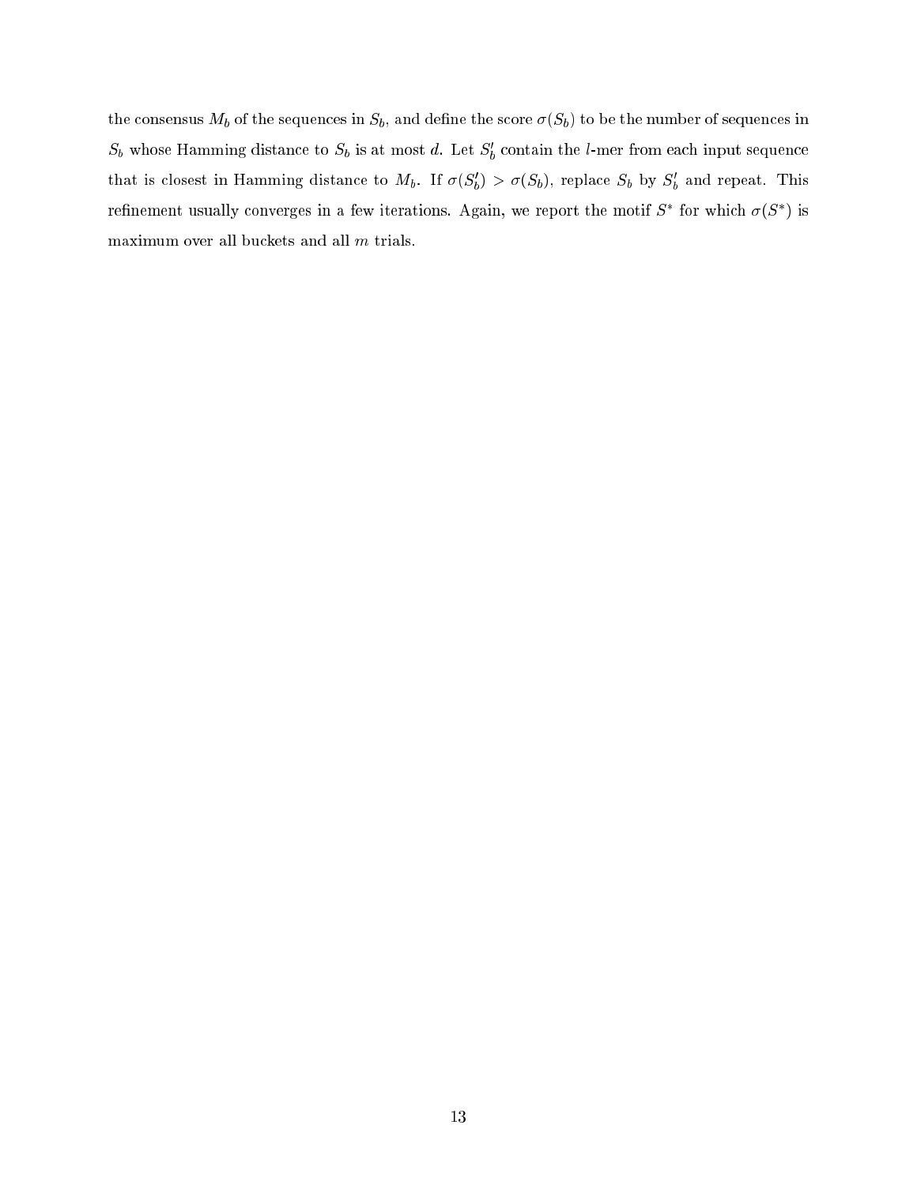the consensus $M_b$ of the sequences in $S_b$, and define the score $\sigma(S_b)$ to be the number of sequences in $S_b$ whose Hamming distance to $S_b$ is at most $d$. Let $S'_b$ contain the $l$-mer from each input sequence that is closest in Hamming distance to $M_b$. If $\sigma(S'_b) > \sigma(S_b)$, replace $S_b$ by $S'_b$ and repeat. This refinement usually converges in a few iterations. Again, we report the motif $S^*$ for which $\sigma(S^*)$ is maximum over all buckets and all $m$ trials.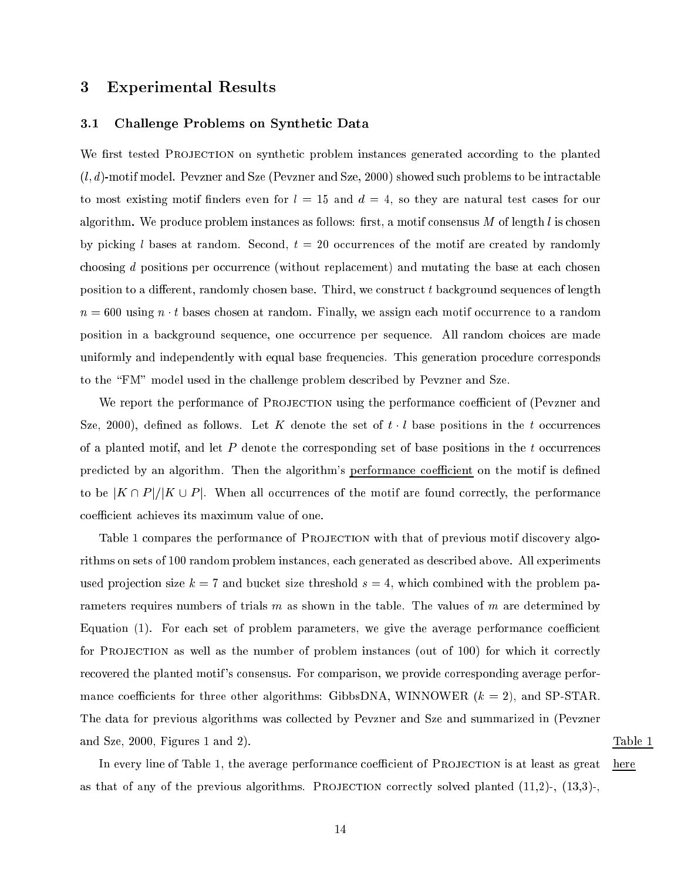## 3 Experimental Results

### 3.1 Challenge Problems on Synthetic Data

We first tested PROJECTION on synthetic problem instances generated according to the planted $(l, d)$-motif model. Pevzner and Sze (Pevzner and Sze, 2000) showed such problems to be intractable to most existing motif finders even for $l = 15$ and $d = 4$, so they are natural test cases for our algorithm. We produce problem instances as follows: first, a motif consensus $M$ of length $l$ is chosen by picking $l$ bases at random. Second, $t = 20$ occurrences of the motif are created by randomly choosing $d$ positions per occurrence (without replacement) and mutating the base at each chosen position to a different, randomly chosen base. Third, we construct $t$ background sequences of length $n = 600$ using $n \cdot t$ bases chosen at random. Finally, we assign each motif occurrence to a random position in a background sequence, one occurrence per sequence. All random choices are made uniformly and independently with equal base frequencies. This generation procedure corresponds to the "FM" model used in the challenge problem described by Pevzner and Sze.

We report the performance of PROJECTION using the performance coefficient of (Pevzner and Sze, 2000), defined as follows. Let $K$ denote the set of $t \cdot l$ base positions in the $t$ occurrences of a planted motif, and let $P$ denote the corresponding set of base positions in the $t$ occurrences predicted by an algorithm. Then the algorithm's performance coefficient on the motif is defined to be $|K \cap P|/|K \cup P|$. When all occurrences of the motif are found correctly, the performance coefficient achieves its maximum value of one.

Table 1 compares the performance of PROJECTION with that of previous motif discovery algorithms on sets of 100 random problem instances, each generated as described above. All experiments used projection size $k = 7$ and bucket size threshold $s = 4$, which combined with the problem parameters requires numbers of trials $m$ as shown in the table. The values of $m$ are determined by Equation (1). For each set of problem parameters, we give the average performance coefficient for PROJECTION as well as the number of problem instances (out of 100) for which it correctly recovered the planted motif's consensus. For comparison, we provide corresponding average performance coefficients for three other algorithms: GibbsDNA, WINNOWER ($k = 2$), and SP-STAR. The data for previous algorithms was collected by Pevzner and Sze and summarized in (Pevzner and Sze, 2000, Figures 1 and 2).

Table 1 here

In every line of Table 1, the average performance coefficient of PROJECTION is at least as great as that of any of the previous algorithms. PROJECTION correctly solved planted (11,2)-, (13,3)-,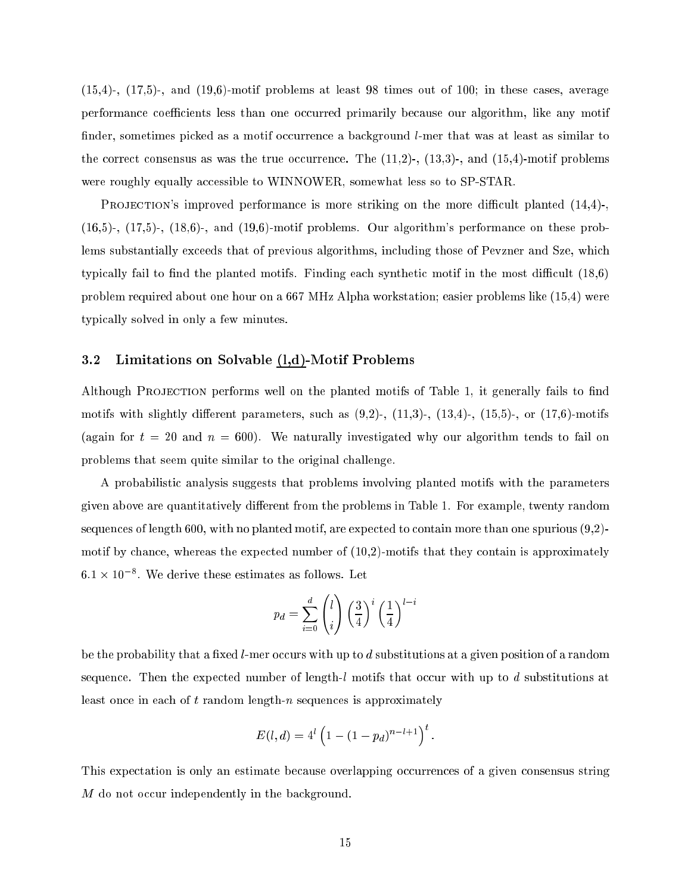(15,4)-, (17,5)-, and (19,6)-motif problems at least 98 times out of 100; in these cases, average performance coefficients less than one occurred primarily because our algorithm, like any motif finder, sometimes picked as a motif occurrence a background $l$-mer that was at least as similar to the correct consensus as was the true occurrence. The (11,2)-, (13,3)-, and (15,4)-motif problems were roughly equally accessible to WINNOWER, somewhat less so to SP-STAR.

Projection's improved performance is more striking on the more difficult planted (14,4)-, (16,5)-, (17,5)-, (18,6)-, and (19,6)-motif problems. Our algorithm's performance on these problems substantially exceeds that of previous algorithms, including those of Pevzner and Sze, which typically fail to find the planted motifs. Finding each synthetic motif in the most difficult (18,6) problem required about one hour on a 667 MHz Alpha workstation; easier problems like (15,4) were typically solved in only a few minutes.

### 3.2 Limitations on Solvable (l,d)-Motif Problems

Although Projection performs well on the planted motifs of Table 1, it generally fails to find motifs with slightly different parameters, such as (9,2)-, (11,3)-, (13,4)-, (15,5)-, or (17,6)-motifs (again for $t = 20$ and $n = 600$). We naturally investigated why our algorithm tends to fail on problems that seem quite similar to the original challenge.

A probabilistic analysis suggests that problems involving planted motifs with the parameters given above are quantitatively different from the problems in Table 1. For example, twenty random sequences of length 600, with no planted motif, are expected to contain more than one spurious (9,2)-motif by chance, whereas the expected number of (10,2)-motifs that they contain is approximately $6.1 \times 10^{-8}$. We derive these estimates as follows. Let

$$p_d = \sum_{i=0}^{d} \binom{l}{i} \left(\frac{3}{4}\right)^i \left(\frac{1}{4}\right)^{l-i}$$

be the probability that a fixed $l$-mer occurs with up to $d$ substitutions at a given position of a random sequence. Then the expected number of length-$l$ motifs that occur with up to $d$ substitutions at least once in each of $t$ random length-$n$ sequences is approximately

$$E(l,d) = 4^l \left(1 - (1 - p_d)^{n-l+1}\right)^t .$$

This expectation is only an estimate because overlapping occurrences of a given consensus string $M$ do not occur independently in the background.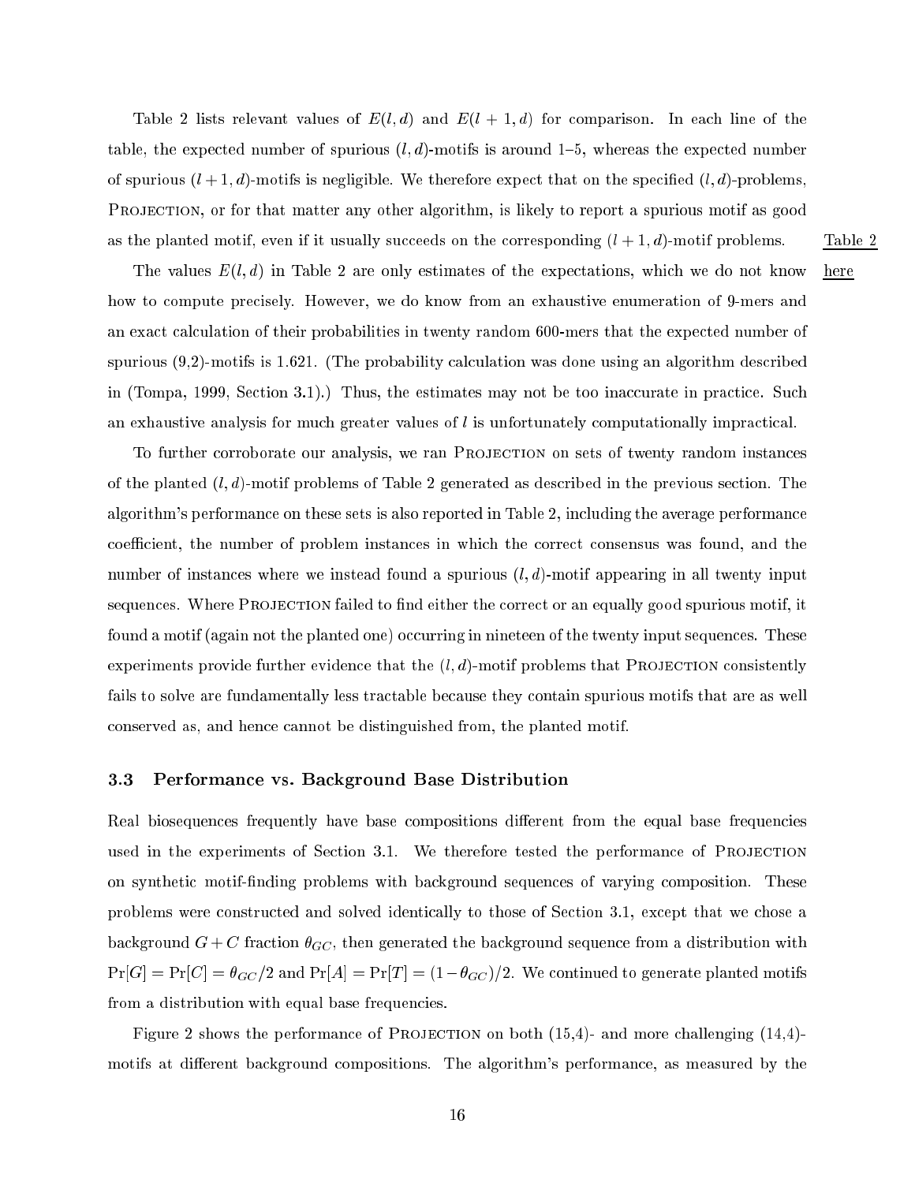Table 2 lists relevant values of $E(l, d)$ and $E(l + 1, d)$ for comparison. In each line of the table, the expected number of spurious $(l, d)$-motifs is around 1–5, whereas the expected number of spurious $(l+1, d)$-motifs is negligible. We therefore expect that on the specified $(l, d)$-problems, Projection, or for that matter any other algorithm, is likely to report a spurious motif as good as the planted motif, even if it usually succeeds on the corresponding $(l + 1, d)$-motif problems.

Table 2 here

The values $E(l, d)$ in Table 2 are only estimates of the expectations, which we do not know how to compute precisely. However, we do know from an exhaustive enumeration of 9-mers and an exact calculation of their probabilities in twenty random 600-mers that the expected number of spurious (9,2)-motifs is 1.621. (The probability calculation was done using an algorithm described in (Tompa, 1999, Section 3.1).) Thus, the estimates may not be too inaccurate in practice. Such an exhaustive analysis for much greater values of $l$ is unfortunately computationally impractical.

To further corroborate our analysis, we ran Projection on sets of twenty random instances of the planted $(l, d)$-motif problems of Table 2 generated as described in the previous section. The algorithm's performance on these sets is also reported in Table 2, including the average performance coefficient, the number of problem instances in which the correct consensus was found, and the number of instances where we instead found a spurious $(l, d)$-motif appearing in all twenty input sequences. Where Projection failed to find either the correct or an equally good spurious motif, it found a motif (again not the planted one) occurring in nineteen of the twenty input sequences. These experiments provide further evidence that the $(l, d)$-motif problems that Projection consistently fails to solve are fundamentally less tractable because they contain spurious motifs that are as well conserved as, and hence cannot be distinguished from, the planted motif.

### 3.3 Performance vs. Background Base Distribution

Real biosequences frequently have base compositions different from the equal base frequencies used in the experiments of Section 3.1. We therefore tested the performance of Projection on synthetic motif-finding problems with background sequences of varying composition. These problems were constructed and solved identically to those of Section 3.1, except that we chose a background $G + C$ fraction $\theta_{GC}$, then generated the background sequence from a distribution with $\Pr[G] = \Pr[C] = \theta_{GC}/2$ and $\Pr[A] = \Pr[T] = (1 - \theta_{GC})/2$. We continued to generate planted motifs from a distribution with equal base frequencies.

Figure 2 shows the performance of Projection on both (15,4)- and more challenging (14,4)-motifs at different background compositions. The algorithm's performance, as measured by the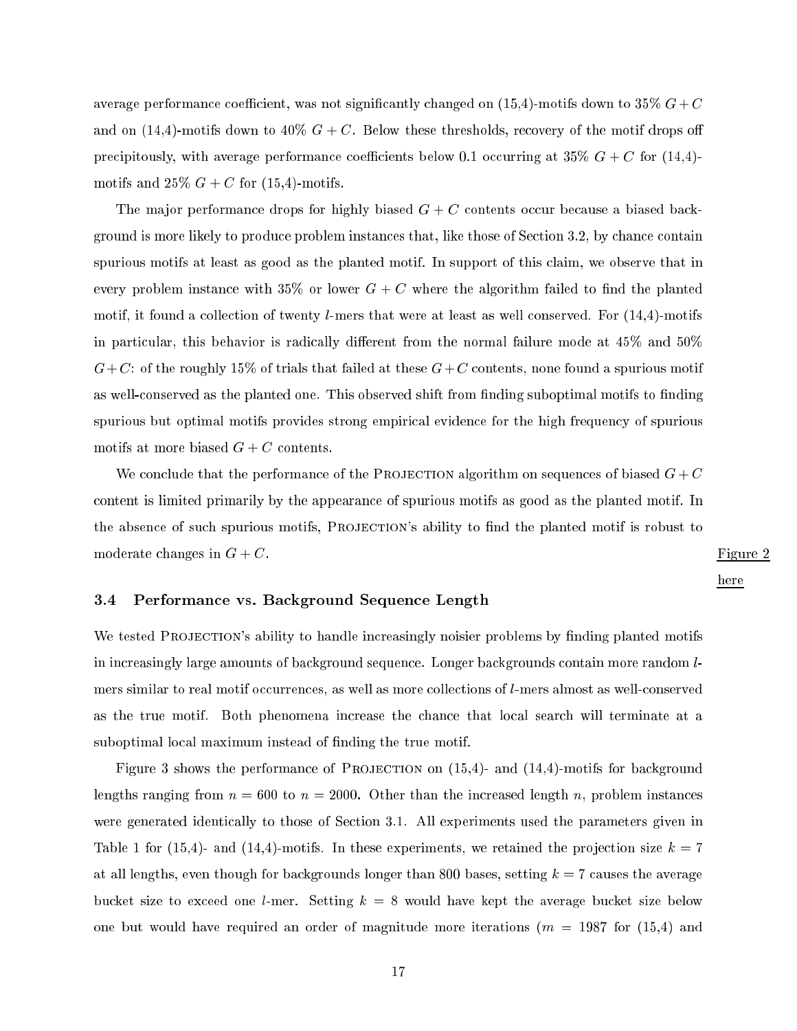average performance coefficient, was not significantly changed on (15,4)-motifs down to 35% $G+C$ and on (14,4)-motifs down to 40% $G+C$. Below these thresholds, recovery of the motif drops off precipitously, with average performance coefficients below 0.1 occurring at 35% $G+C$ for (14,4)-motifs and 25% $G+C$ for (15,4)-motifs.

The major performance drops for highly biased $G+C$ contents occur because a biased background is more likely to produce problem instances that, like those of Section 3.2, by chance contain spurious motifs at least as good as the planted motif. In support of this claim, we observe that in every problem instance with 35% or lower $G+C$ where the algorithm failed to find the planted motif, it found a collection of twenty $l$-mers that were at least as well conserved. For (14,4)-motifs in particular, this behavior is radically different from the normal failure mode at 45% and 50% $G+C$: of the roughly 15% of trials that failed at these $G+C$ contents, none found a spurious motif as well-conserved as the planted one. This observed shift from finding suboptimal motifs to finding spurious but optimal motifs provides strong empirical evidence for the high frequency of spurious motifs at more biased $G+C$ contents.

We conclude that the performance of the PROJECTION algorithm on sequences of biased $G+C$ content is limited primarily by the appearance of spurious motifs as good as the planted motif. In the absence of such spurious motifs, PROJECTION's ability to find the planted motif is robust to moderate changes in $G+C$.

Figure 2 here

### 3.4 Performance vs. Background Sequence Length

We tested PROJECTION's ability to handle increasingly noisier problems by finding planted motifs in increasingly large amounts of background sequence. Longer backgrounds contain more random $l$-mers similar to real motif occurrences, as well as more collections of $l$-mers almost as well-conserved as the true motif. Both phenomena increase the chance that local search will terminate at a suboptimal local maximum instead of finding the true motif.

Figure 3 shows the performance of PROJECTION on (15,4)- and (14,4)-motifs for background lengths ranging from $n = 600$ to $n = 2000$. Other than the increased length $n$, problem instances were generated identically to those of Section 3.1. All experiments used the parameters given in Table 1 for (15,4)- and (14,4)-motifs. In these experiments, we retained the projection size $k = 7$ at all lengths, even though for backgrounds longer than 800 bases, setting $k = 7$ causes the average bucket size to exceed one $l$-mer. Setting $k = 8$ would have kept the average bucket size below one but would have required an order of magnitude more iterations ($m = 1987$ for (15,4) and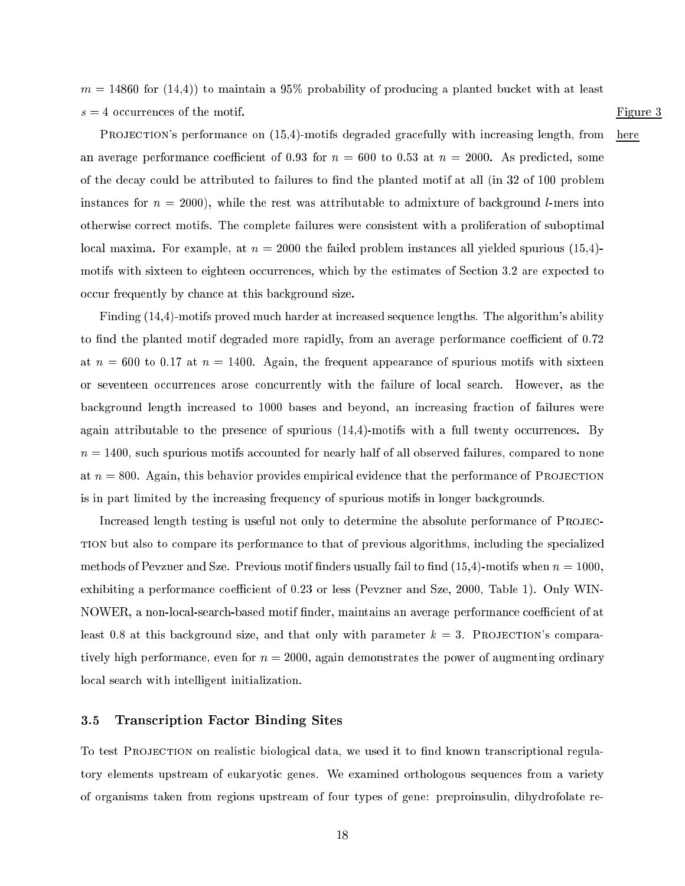$m = 14860$ for (14,4)) to maintain a 95% probability of producing a planted bucket with at least $s = 4$ occurrences of the motif.

Figure 3 here

PROJECTION's performance on (15,4)-motifs degraded gracefully with increasing length, from an average performance coefficient of 0.93 for $n = 600$ to 0.53 at $n = 2000$. As predicted, some of the decay could be attributed to failures to find the planted motif at all (in 32 of 100 problem instances for $n = 2000$), while the rest was attributable to admixture of background $l$-mers into otherwise correct motifs. The complete failures were consistent with a proliferation of suboptimal local maxima. For example, at $n = 2000$ the failed problem instances all yielded spurious (15,4)-motifs with sixteen to eighteen occurrences, which by the estimates of Section 3.2 are expected to occur frequently by chance at this background size.

Finding (14,4)-motifs proved much harder at increased sequence lengths. The algorithm's ability to find the planted motif degraded more rapidly, from an average performance coefficient of 0.72 at $n = 600$ to 0.17 at $n = 1400$. Again, the frequent appearance of spurious motifs with sixteen or seventeen occurrences arose concurrently with the failure of local search. However, as the background length increased to 1000 bases and beyond, an increasing fraction of failures were again attributable to the presence of spurious (14,4)-motifs with a full twenty occurrences. By $n = 1400$, such spurious motifs accounted for nearly half of all observed failures, compared to none at $n = 800$. Again, this behavior provides empirical evidence that the performance of PROJECTION is in part limited by the increasing frequency of spurious motifs in longer backgrounds.

Increased length testing is useful not only to determine the absolute performance of PROJECTION but also to compare its performance to that of previous algorithms, including the specialized methods of Pevzner and Sze. Previous motif finders usually fail to find (15,4)-motifs when $n = 1000$, exhibiting a performance coefficient of 0.23 or less (Pevzner and Sze, 2000, Table 1). Only WINNOWER, a non-local-search-based motif finder, maintains an average performance coefficient of at least 0.8 at this background size, and that only with parameter $k = 3$. PROJECTION's comparatively high performance, even for $n = 2000$, again demonstrates the power of augmenting ordinary local search with intelligent initialization.

### 3.5 Transcription Factor Binding Sites

To test PROJECTION on realistic biological data, we used it to find known transcriptional regulatory elements upstream of eukaryotic genes. We examined orthologous sequences from a variety of organisms taken from regions upstream of four types of gene: preproinsulin, dihydrofolate re-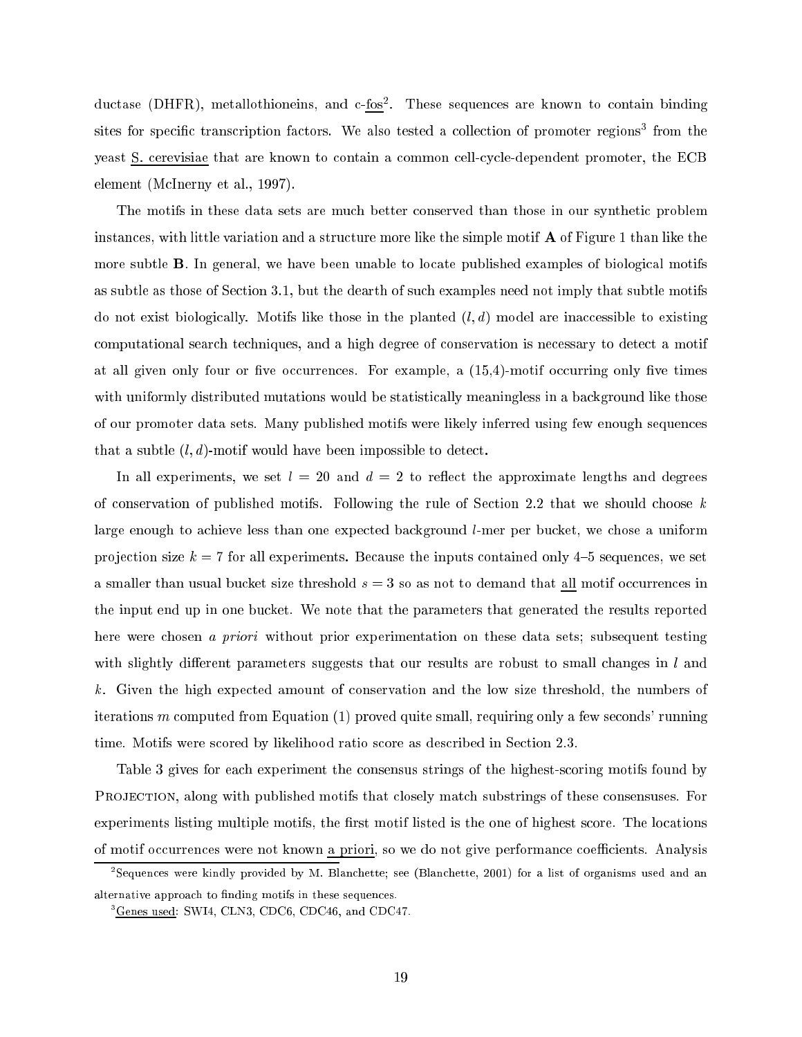ductase (DHFR), metallothioneins, and c-fos[2]. These sequences are known to contain binding sites for specific transcription factors. We also tested a collection of promoter regions[3] from the yeast S. cerevisiae that are known to contain a common cell-cycle-dependent promoter, the ECB element (McInerny et al., 1997).

The motifs in these data sets are much better conserved than those in our synthetic problem instances, with little variation and a structure more like the simple motif **A** of Figure 1 than like the more subtle **B**. In general, we have been unable to locate published examples of biological motifs as subtle as those of Section 3.1, but the dearth of such examples need not imply that subtle motifs do not exist biologically. Motifs like those in the planted $(l, d)$ model are inaccessible to existing computational search techniques, and a high degree of conservation is necessary to detect a motif at all given only four or five occurrences. For example, a (15,4)-motif occurring only five times with uniformly distributed mutations would be statistically meaningless in a background like those of our promoter data sets. Many published motifs were likely inferred using few enough sequences that a subtle $(l, d)$-motif would have been impossible to detect.

In all experiments, we set $l = 20$ and $d = 2$ to reflect the approximate lengths and degrees of conservation of published motifs. Following the rule of Section 2.2 that we should choose $k$ large enough to achieve less than one expected background $l$-mer per bucket, we chose a uniform projection size $k = 7$ for all experiments. Because the inputs contained only 4–5 sequences, we set a smaller than usual bucket size threshold $s = 3$ so as not to demand that all motif occurrences in the input end up in one bucket. We note that the parameters that generated the results reported here were chosen *a priori* without prior experimentation on these data sets; subsequent testing with slightly different parameters suggests that our results are robust to small changes in $l$ and $k$. Given the high expected amount of conservation and the low size threshold, the numbers of iterations $m$ computed from Equation (1) proved quite small, requiring only a few seconds' running time. Motifs were scored by likelihood ratio score as described in Section 2.3.

Table 3 gives for each experiment the consensus strings of the highest-scoring motifs found by PROJECTION, along with published motifs that closely match substrings of these consensuses. For experiments listing multiple motifs, the first motif listed is the one of highest score. The locations of motif occurrences were not known a priori, so we do not give performance coefficients. Analysis

[2] Sequences were kindly provided by M. Blanchette; see (Blanchette, 2001) for a list of organisms used and an alternative approach to finding motifs in these sequences.

[3] Genes used: SWI4, CLN3, CDC6, CDC46, and CDC47.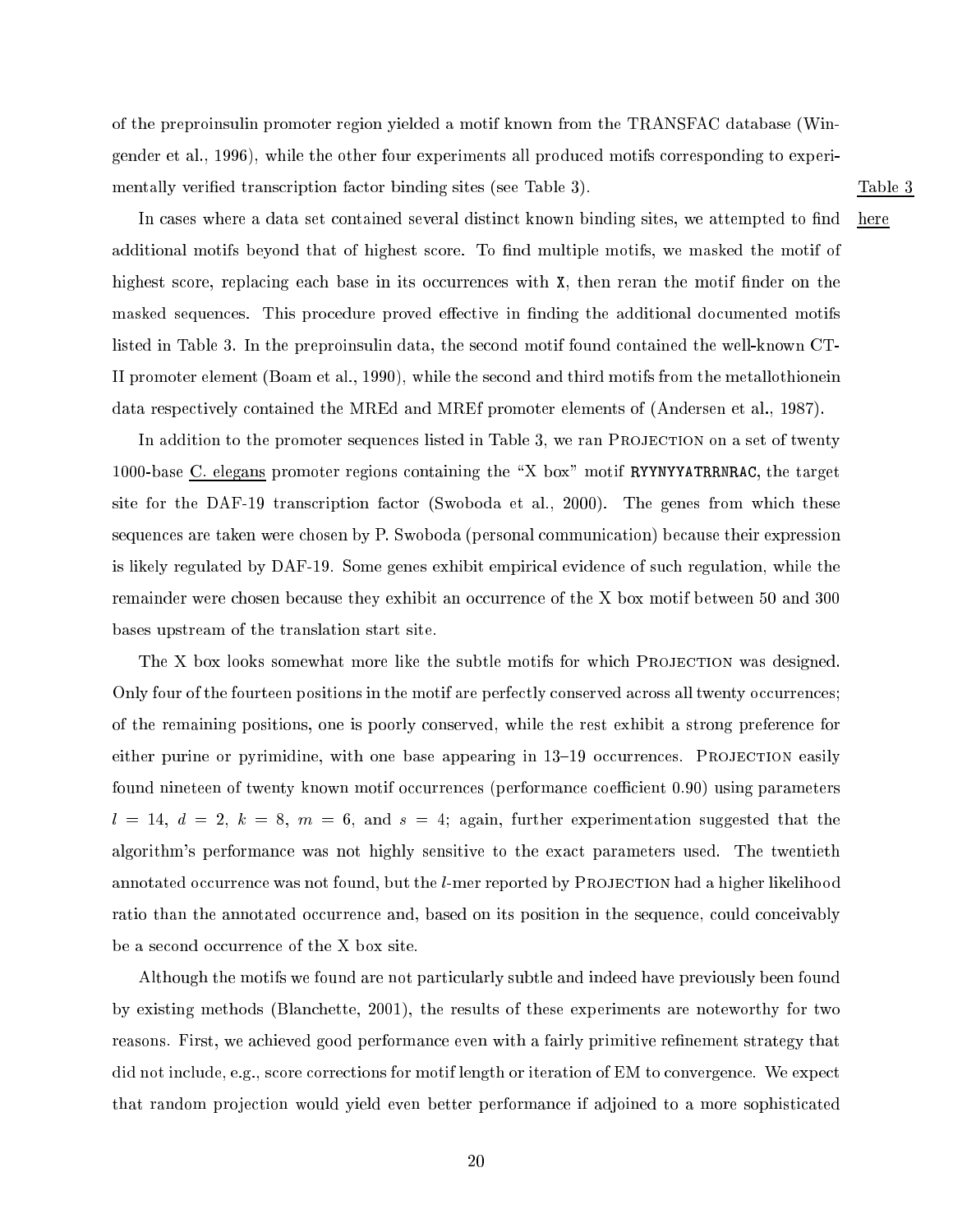of the preproinsulin promoter region yielded a motif known from the TRANSFAC database (Wingender et al., 1996), while the other four experiments all produced motifs corresponding to experimentally verified transcription factor binding sites (see Table 3).

In cases where a data set contained several distinct known binding sites, we attempted to find additional motifs beyond that of highest score. To find multiple motifs, we masked the motif of highest score, replacing each base in its occurrences with `X`, then reran the motif finder on the masked sequences. This procedure proved effective in finding the additional documented motifs listed in Table 3. In the preproinsulin data, the second motif found contained the well-known CT-II promoter element (Boam et al., 1990), while the second and third motifs from the metallothionein data respectively contained the MREd and MREf promoter elements of (Andersen et al., 1987).

In addition to the promoter sequences listed in Table 3, we ran Projection on a set of twenty 1000-base C. elegans promoter regions containing the "X box" motif `RYYNYYATRRNRAC`, the target site for the DAF-19 transcription factor (Swoboda et al., 2000). The genes from which these sequences are taken were chosen by P. Swoboda (personal communication) because their expression is likely regulated by DAF-19. Some genes exhibit empirical evidence of such regulation, while the remainder were chosen because they exhibit an occurrence of the X box motif between 50 and 300 bases upstream of the translation start site.

The X box looks somewhat more like the subtle motifs for which Projection was designed. Only four of the fourteen positions in the motif are perfectly conserved across all twenty occurrences; of the remaining positions, one is poorly conserved, while the rest exhibit a strong preference for either purine or pyrimidine, with one base appearing in 13–19 occurrences. Projection easily found nineteen of twenty known motif occurrences (performance coefficient 0.90) using parameters $l = 14$, $d = 2$, $k = 8$, $m = 6$, and $s = 4$; again, further experimentation suggested that the algorithm's performance was not highly sensitive to the exact parameters used. The twentieth annotated occurrence was not found, but the $l$-mer reported by Projection had a higher likelihood ratio than the annotated occurrence and, based on its position in the sequence, could conceivably be a second occurrence of the X box site.

Although the motifs we found are not particularly subtle and indeed have previously been found by existing methods (Blanchette, 2001), the results of these experiments are noteworthy for two reasons. First, we achieved good performance even with a fairly primitive refinement strategy that did not include, e.g., score corrections for motif length or iteration of EM to convergence. We expect that random projection would yield even better performance if adjoined to a more sophisticated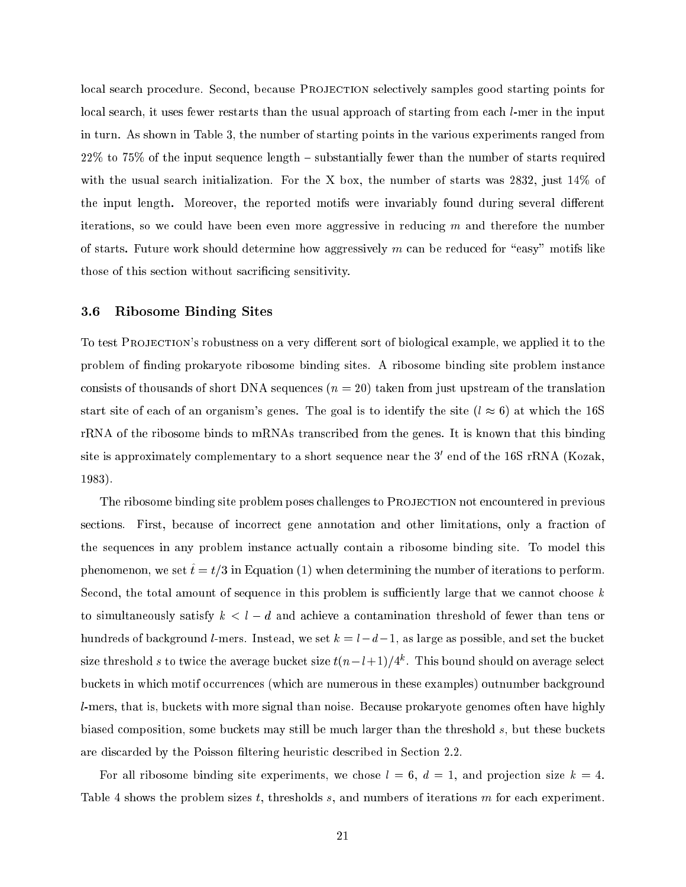local search procedure. Second, because Projection selectively samples good starting points for local search, it uses fewer restarts than the usual approach of starting from each $l$-mer in the input in turn. As shown in Table 3, the number of starting points in the various experiments ranged from 22% to 75% of the input sequence length – substantially fewer than the number of starts required with the usual search initialization. For the X box, the number of starts was 2832, just 14% of the input length. Moreover, the reported motifs were invariably found during several different iterations, so we could have been even more aggressive in reducing $m$ and therefore the number of starts. Future work should determine how aggressively $m$ can be reduced for "easy" motifs like those of this section without sacrificing sensitivity.

### 3.6 Ribosome Binding Sites

To test Projection's robustness on a very different sort of biological example, we applied it to the problem of finding prokaryote ribosome binding sites. A ribosome binding site problem instance consists of thousands of short DNA sequences ($n = 20$) taken from just upstream of the translation start site of each of an organism's genes. The goal is to identify the site ($l \approx 6$) at which the 16S rRNA of the ribosome binds to mRNAs transcribed from the genes. It is known that this binding site is approximately complementary to a short sequence near the $3'$ end of the 16S rRNA (Kozak, 1983).

The ribosome binding site problem poses challenges to Projection not encountered in previous sections. First, because of incorrect gene annotation and other limitations, only a fraction of the sequences in any problem instance actually contain a ribosome binding site. To model this phenomenon, we set $\hat{t} = t/3$ in Equation (1) when determining the number of iterations to perform. Second, the total amount of sequence in this problem is sufficiently large that we cannot choose $k$ to simultaneously satisfy $k < l - d$ and achieve a contamination threshold of fewer than tens or hundreds of background $l$-mers. Instead, we set $k = l - d - 1$, as large as possible, and set the bucket size threshold $s$ to twice the average bucket size $t(n - l + 1)/4^k$. This bound should on average select buckets in which motif occurrences (which are numerous in these examples) outnumber background $l$-mers, that is, buckets with more signal than noise. Because prokaryote genomes often have highly biased composition, some buckets may still be much larger than the threshold $s$, but these buckets are discarded by the Poisson filtering heuristic described in Section 2.2.

For all ribosome binding site experiments, we chose $l = 6$, $d = 1$, and projection size $k = 4$. Table 4 shows the problem sizes $t$, thresholds $s$, and numbers of iterations $m$ for each experiment.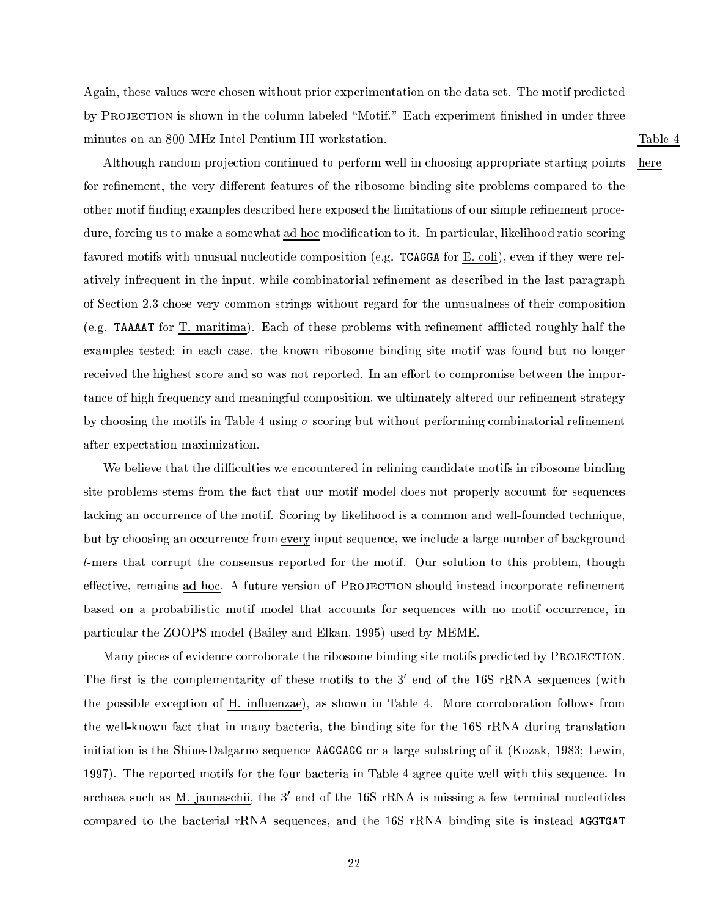Again, these values were chosen without prior experimentation on the data set. The motif predicted by Projection is shown in the column labeled "Motif." Each experiment finished in under three minutes on an 800 MHz Intel Pentium III workstation.

Table 4 here

Although random projection continued to perform well in choosing appropriate starting points for refinement, the very different features of the ribosome binding site problems compared to the other motif finding examples described here exposed the limitations of our simple refinement procedure, forcing us to make a somewhat *ad hoc* modification to it. In particular, likelihood ratio scoring favored motifs with unusual nucleotide composition (e.g. `TCAGGA` for *E. coli*), even if they were relatively infrequent in the input, while combinatorial refinement as described in the last paragraph of Section 2.3 chose very common strings without regard for the unusualness of their composition (e.g. `TAAAAT` for *T. maritima*). Each of these problems with refinement afflicted roughly half the examples tested; in each case, the known ribosome binding site motif was found but no longer received the highest score and so was not reported. In an effort to compromise between the importance of high frequency and meaningful composition, we ultimately altered our refinement strategy by choosing the motifs in Table 4 using $\sigma$ scoring but without performing combinatorial refinement after expectation maximization.

We believe that the difficulties we encountered in refining candidate motifs in ribosome binding site problems stems from the fact that our motif model does not properly account for sequences lacking an occurrence of the motif. Scoring by likelihood is a common and well-founded technique, but by choosing an occurrence from *every* input sequence, we include a large number of background $l$-mers that corrupt the consensus reported for the motif. Our solution to this problem, though effective, remains *ad hoc*. A future version of Projection should instead incorporate refinement based on a probabilistic motif model that accounts for sequences with no motif occurrence, in particular the ZOOPS model (Bailey and Elkan, 1995) used by MEME.

Many pieces of evidence corroborate the ribosome binding site motifs predicted by Projection. The first is the complementarity of these motifs to the $3'$ end of the 16S rRNA sequences (with the possible exception of *H. influenzae*), as shown in Table 4. More corroboration follows from the well-known fact that in many bacteria, the binding site for the 16S rRNA during translation initiation is the Shine-Dalgarno sequence `AAGGAGG` or a large substring of it (Kozak, 1983; Lewin, 1997). The reported motifs for the four bacteria in Table 4 agree quite well with this sequence. In archaea such as *M. jannaschii*, the $3'$ end of the 16S rRNA is missing a few terminal nucleotides compared to the bacterial rRNA sequences, and the 16S rRNA binding site is instead `AGGTGAT`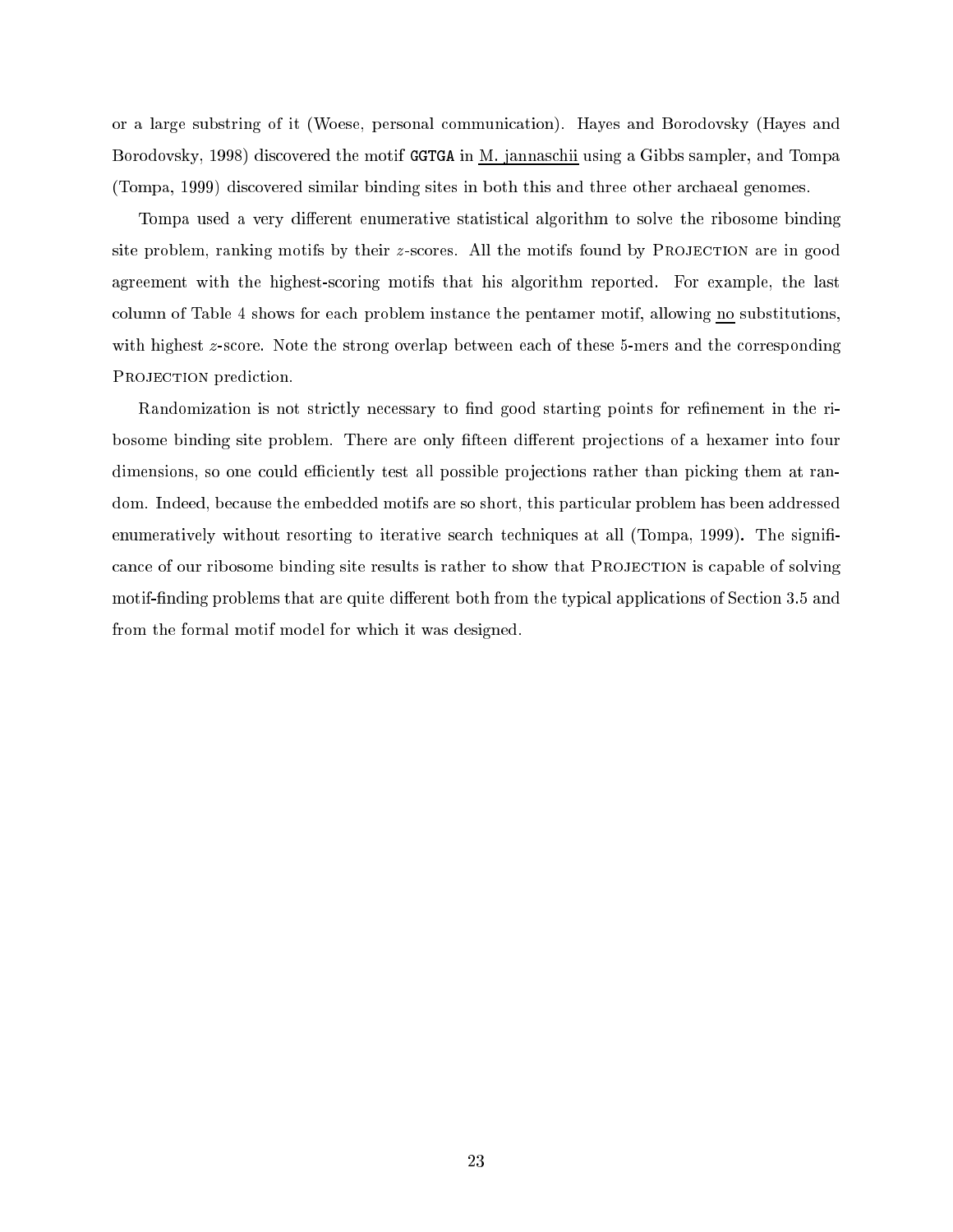or a large substring of it (Woese, personal communication). Hayes and Borodovsky (Hayes and Borodovsky, 1998) discovered the motif **GGTGA** in M. jannaschii using a Gibbs sampler, and Tompa (Tompa, 1999) discovered similar binding sites in both this and three other archaeal genomes.

Tompa used a very different enumerative statistical algorithm to solve the ribosome binding site problem, ranking motifs by their $z$-scores. All the motifs found by PROJECTION are in good agreement with the highest-scoring motifs that his algorithm reported. For example, the last column of Table 4 shows for each problem instance the pentamer motif, allowing no substitutions, with highest $z$-score. Note the strong overlap between each of these 5-mers and the corresponding PROJECTION prediction.

Randomization is not strictly necessary to find good starting points for refinement in the ribosome binding site problem. There are only fifteen different projections of a hexamer into four dimensions, so one could efficiently test all possible projections rather than picking them at random. Indeed, because the embedded motifs are so short, this particular problem has been addressed enumeratively without resorting to iterative search techniques at all (Tompa, 1999). The significance of our ribosome binding site results is rather to show that PROJECTION is capable of solving motif-finding problems that are quite different both from the typical applications of Section 3.5 and from the formal motif model for which it was designed.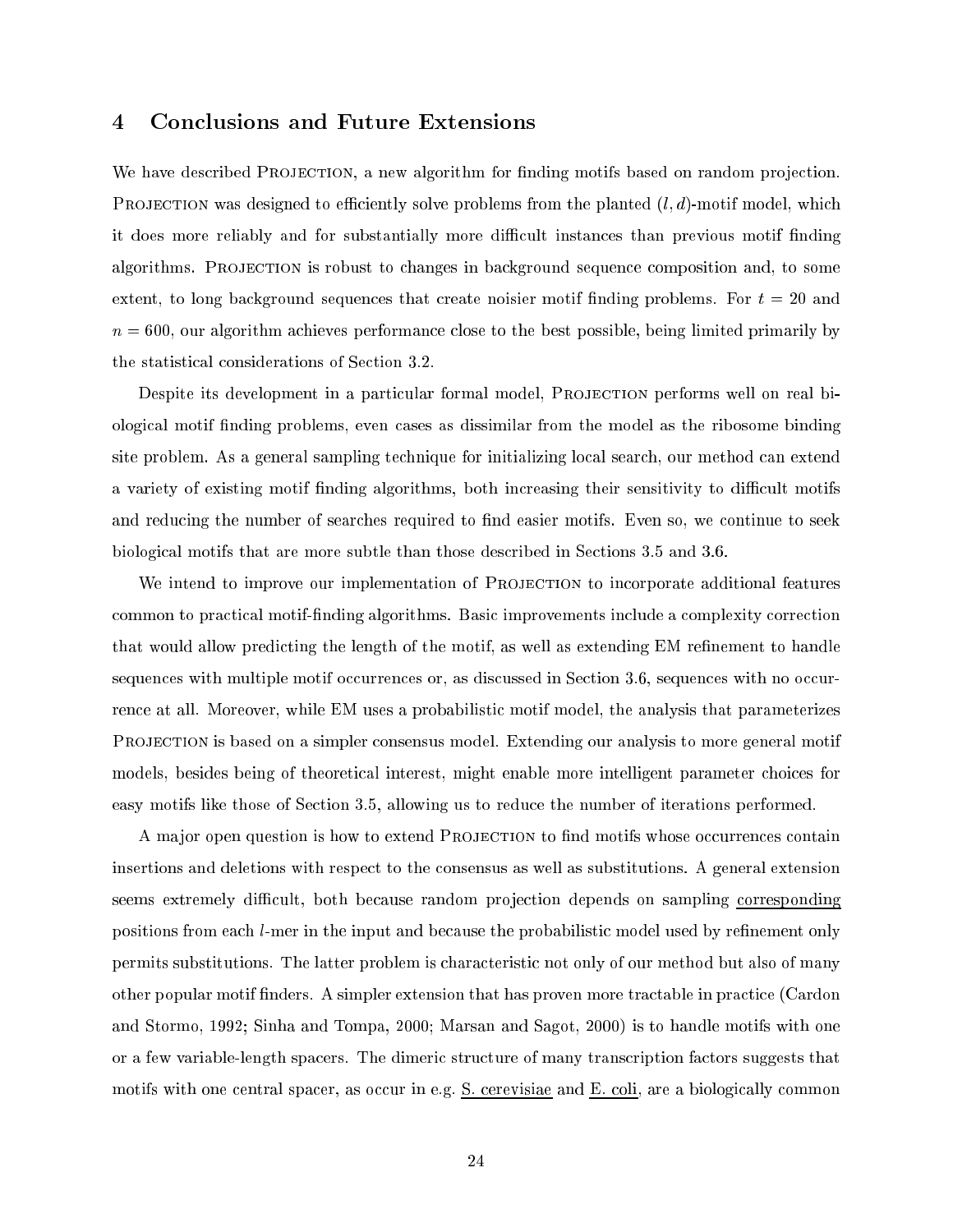## 4 Conclusions and Future Extensions

We have described Projection, a new algorithm for finding motifs based on random projection. Projection was designed to efficiently solve problems from the planted $(l, d)$-motif model, which it does more reliably and for substantially more difficult instances than previous motif finding algorithms. Projection is robust to changes in background sequence composition and, to some extent, to long background sequences that create noisier motif finding problems. For $t = 20$ and $n = 600$, our algorithm achieves performance close to the best possible, being limited primarily by the statistical considerations of Section 3.2.

Despite its development in a particular formal model, Projection performs well on real biological motif finding problems, even cases as dissimilar from the model as the ribosome binding site problem. As a general sampling technique for initializing local search, our method can extend a variety of existing motif finding algorithms, both increasing their sensitivity to difficult motifs and reducing the number of searches required to find easier motifs. Even so, we continue to seek biological motifs that are more subtle than those described in Sections 3.5 and 3.6.

We intend to improve our implementation of Projection to incorporate additional features common to practical motif-finding algorithms. Basic improvements include a complexity correction that would allow predicting the length of the motif, as well as extending EM refinement to handle sequences with multiple motif occurrences or, as discussed in Section 3.6, sequences with no occurrence at all. Moreover, while EM uses a probabilistic motif model, the analysis that parameterizes Projection is based on a simpler consensus model. Extending our analysis to more general motif models, besides being of theoretical interest, might enable more intelligent parameter choices for easy motifs like those of Section 3.5, allowing us to reduce the number of iterations performed.

A major open question is how to extend Projection to find motifs whose occurrences contain insertions and deletions with respect to the consensus as well as substitutions. A general extension seems extremely difficult, both because random projection depends on sampling corresponding positions from each $l$-mer in the input and because the probabilistic model used by refinement only permits substitutions. The latter problem is characteristic not only of our method but also of many other popular motif finders. A simpler extension that has proven more tractable in practice (Cardon and Stormo, 1992; Sinha and Tompa, 2000; Marsan and Sagot, 2000) is to handle motifs with one or a few variable-length spacers. The dimeric structure of many transcription factors suggests that motifs with one central spacer, as occur in e.g. S. cerevisiae and E. coli, are a biologically common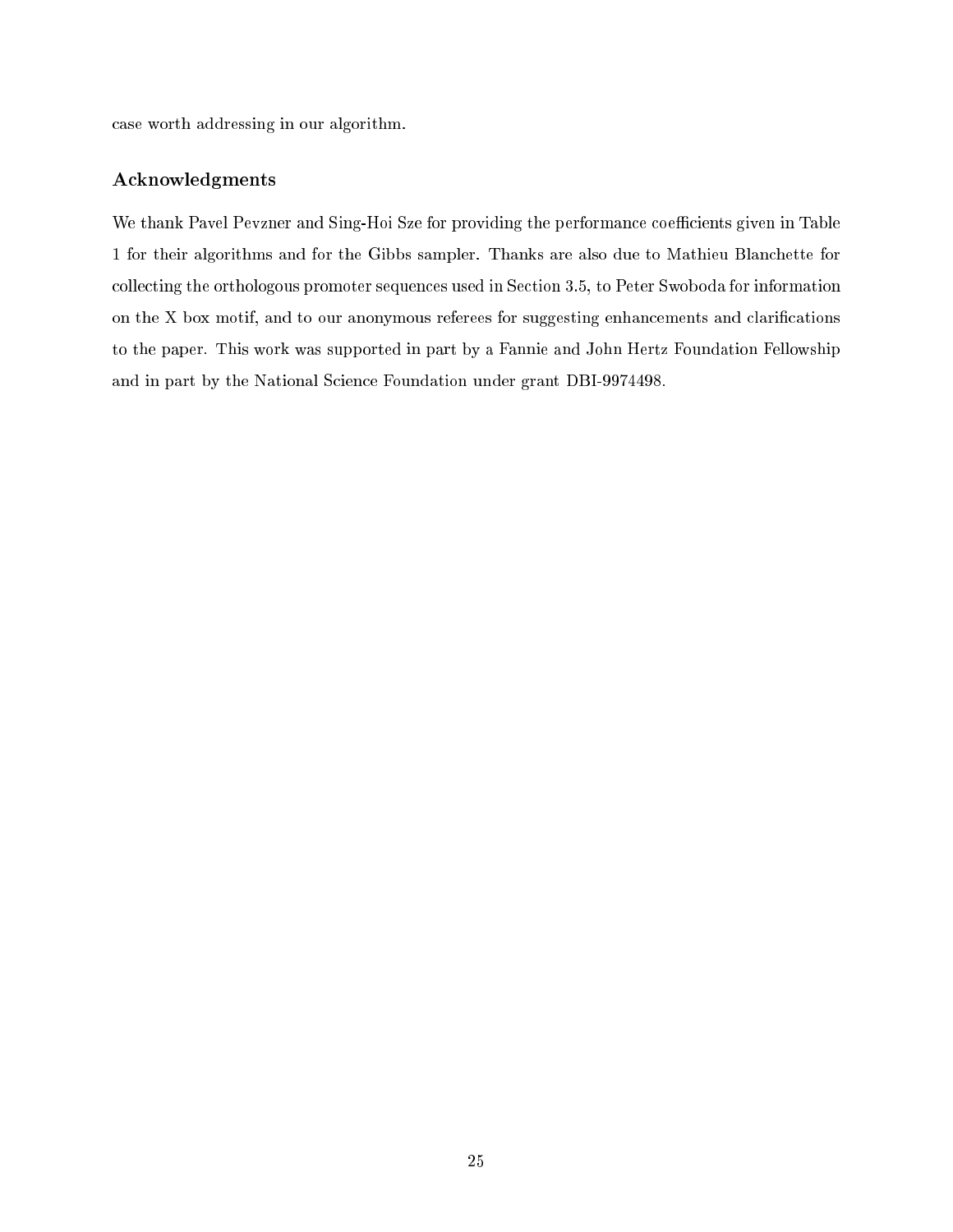case worth addressing in our algorithm.

## Acknowledgments

We thank Pavel Pevzner and Sing-Hoi Sze for providing the performance coefficients given in Table 1 for their algorithms and for the Gibbs sampler. Thanks are also due to Mathieu Blanchette for collecting the orthologous promoter sequences used in Section 3.5, to Peter Swoboda for information on the X box motif, and to our anonymous referees for suggesting enhancements and clarifications to the paper. This work was supported in part by a Fannie and John Hertz Foundation Fellowship and in part by the National Science Foundation under grant DBI-9974498.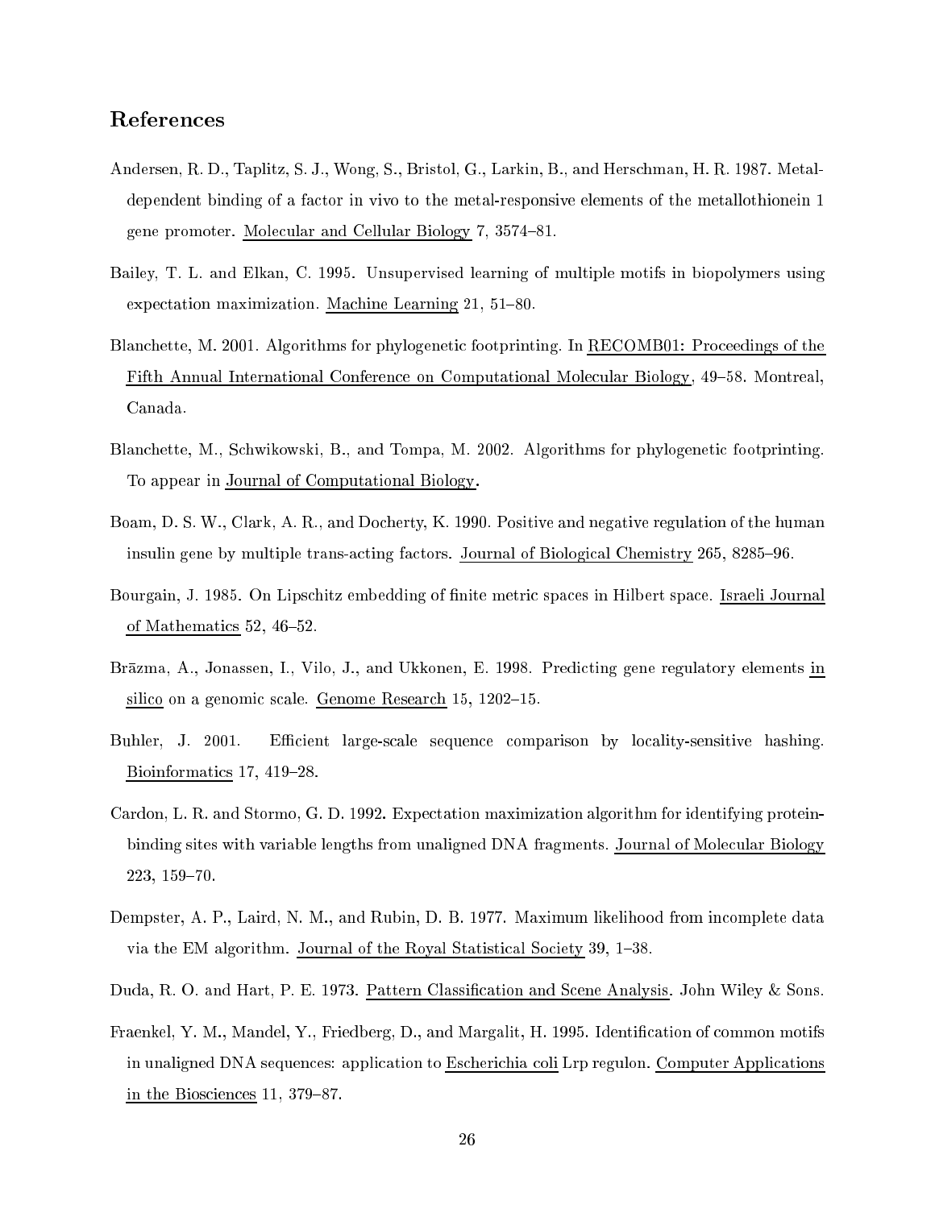## References

Andersen, R. D., Taplitz, S. J., Wong, S., Bristol, G., Larkin, B., and Herschman, H. R. 1987. Metal-dependent binding of a factor in vivo to the metal-responsive elements of the metallothionein 1 gene promoter. Molecular and Cellular Biology 7, 3574–81.

Bailey, T. L. and Elkan, C. 1995. Unsupervised learning of multiple motifs in biopolymers using expectation maximization. Machine Learning 21, 51–80.

Blanchette, M. 2001. Algorithms for phylogenetic footprinting. In RECOMB01: Proceedings of the Fifth Annual International Conference on Computational Molecular Biology, 49–58. Montreal, Canada.

Blanchette, M., Schwikowski, B., and Tompa, M. 2002. Algorithms for phylogenetic footprinting. To appear in Journal of Computational Biology.

Boam, D. S. W., Clark, A. R., and Docherty, K. 1990. Positive and negative regulation of the human insulin gene by multiple trans-acting factors. Journal of Biological Chemistry 265, 8285–96.

Bourgain, J. 1985. On Lipschitz embedding of finite metric spaces in Hilbert space. Israeli Journal of Mathematics 52, 46–52.

Brāzma, A., Jonassen, I., Vilo, J., and Ukkonen, E. 1998. Predicting gene regulatory elements in silico on a genomic scale. Genome Research 15, 1202–15.

Buhler, J. 2001. Efficient large-scale sequence comparison by locality-sensitive hashing. Bioinformatics 17, 419–28.

Cardon, L. R. and Stormo, G. D. 1992. Expectation maximization algorithm for identifying protein-binding sites with variable lengths from unaligned DNA fragments. Journal of Molecular Biology 223, 159–70.

Dempster, A. P., Laird, N. M., and Rubin, D. B. 1977. Maximum likelihood from incomplete data via the EM algorithm. Journal of the Royal Statistical Society 39, 1–38.

Duda, R. O. and Hart, P. E. 1973. Pattern Classification and Scene Analysis. John Wiley & Sons.

Fraenkel, Y. M., Mandel, Y., Friedberg, D., and Margalit, H. 1995. Identification of common motifs in unaligned DNA sequences: application to Escherichia coli Lrp regulon. Computer Applications in the Biosciences 11, 379–87.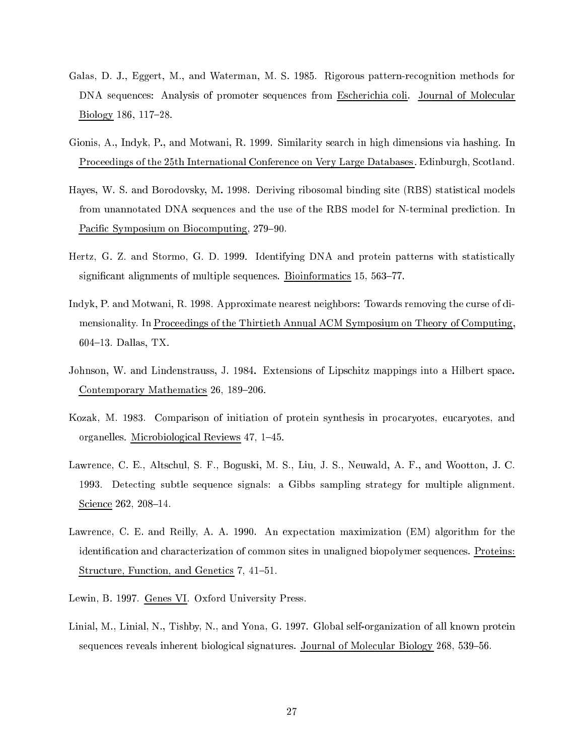Galas, D. J., Eggert, M., and Waterman, M. S. 1985. Rigorous pattern-recognition methods for DNA sequences: Analysis of promoter sequences from Escherichia coli. Journal of Molecular Biology 186, 117–28.

Gionis, A., Indyk, P., and Motwani, R. 1999. Similarity search in high dimensions via hashing. In Proceedings of the 25th International Conference on Very Large Databases. Edinburgh, Scotland.

Hayes, W. S. and Borodovsky, M. 1998. Deriving ribosomal binding site (RBS) statistical models from unannotated DNA sequences and the use of the RBS model for N-terminal prediction. In Pacific Symposium on Biocomputing, 279–90.

Hertz, G. Z. and Stormo, G. D. 1999. Identifying DNA and protein patterns with statistically significant alignments of multiple sequences. Bioinformatics 15, 563–77.

Indyk, P. and Motwani, R. 1998. Approximate nearest neighbors: Towards removing the curse of dimensionality. In Proceedings of the Thirtieth Annual ACM Symposium on Theory of Computing, 604–13. Dallas, TX.

Johnson, W. and Lindenstrauss, J. 1984. Extensions of Lipschitz mappings into a Hilbert space. Contemporary Mathematics 26, 189–206.

Kozak, M. 1983. Comparison of initiation of protein synthesis in procaryotes, eucaryotes, and organelles. Microbiological Reviews 47, 1–45.

Lawrence, C. E., Altschul, S. F., Boguski, M. S., Liu, J. S., Neuwald, A. F., and Wootton, J. C. 1993. Detecting subtle sequence signals: a Gibbs sampling strategy for multiple alignment. Science 262, 208–14.

Lawrence, C. E. and Reilly, A. A. 1990. An expectation maximization (EM) algorithm for the identification and characterization of common sites in unaligned biopolymer sequences. Proteins: Structure, Function, and Genetics 7, 41–51.

Lewin, B. 1997. Genes VI. Oxford University Press.

Linial, M., Linial, N., Tishby, N., and Yona, G. 1997. Global self-organization of all known protein sequences reveals inherent biological signatures. Journal of Molecular Biology 268, 539–56.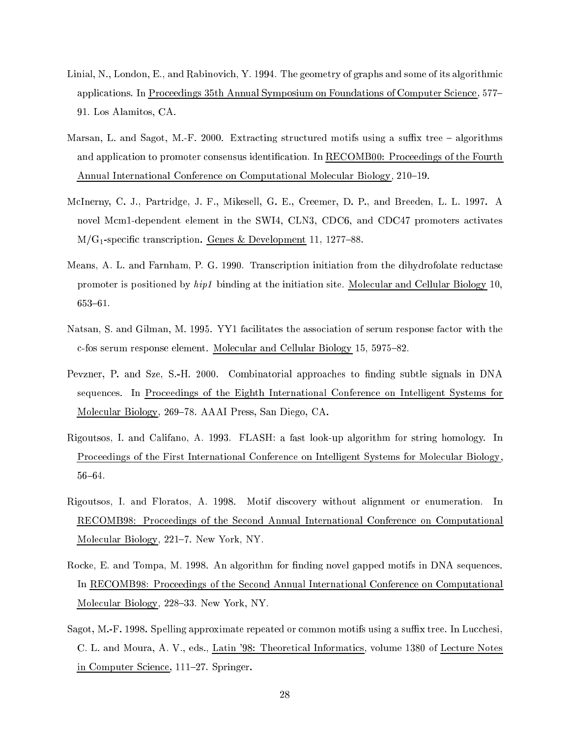Linial, N., London, E., and Rabinovich, Y. 1994. The geometry of graphs and some of its algorithmic applications. In Proceedings 35th Annual Symposium on Foundations of Computer Science, 577–91. Los Alamitos, CA.

Marsan, L. and Sagot, M.-F. 2000. Extracting structured motifs using a suffix tree – algorithms and application to promoter consensus identification. In RECOMB00: Proceedings of the Fourth Annual International Conference on Computational Molecular Biology, 210–19.

McInerny, C. J., Partridge, J. F., Mikesell, G. E., Creemer, D. P., and Breeden, L. L. 1997. A novel Mcm1-dependent element in the SWI4, CLN3, CDC6, and CDC47 promoters activates $M/G_1$-specific transcription. Genes & Development 11, 1277–88.

Means, A. L. and Farnham, P. G. 1990. Transcription initiation from the dihydrofolate reductase promoter is positioned by *hip1* binding at the initiation site. Molecular and Cellular Biology 10, 653–61.

Natsan, S. and Gilman, M. 1995. YY1 facilitates the association of serum response factor with the c-fos serum response element. Molecular and Cellular Biology 15, 5975–82.

Pevzner, P. and Sze, S.-H. 2000. Combinatorial approaches to finding subtle signals in DNA sequences. In Proceedings of the Eighth International Conference on Intelligent Systems for Molecular Biology, 269–78. AAAI Press, San Diego, CA.

Rigoutsos, I. and Califano, A. 1993. FLASH: a fast look-up algorithm for string homology. In Proceedings of the First International Conference on Intelligent Systems for Molecular Biology, 56–64.

Rigoutsos, I. and Floratos, A. 1998. Motif discovery without alignment or enumeration. In RECOMB98: Proceedings of the Second Annual International Conference on Computational Molecular Biology, 221–7. New York, NY.

Rocke, E. and Tompa, M. 1998. An algorithm for finding novel gapped motifs in DNA sequences. In RECOMB98: Proceedings of the Second Annual International Conference on Computational Molecular Biology, 228–33. New York, NY.

Sagot, M.-F. 1998. Spelling approximate repeated or common motifs using a suffix tree. In Lucchesi, C. L. and Moura, A. V., eds., Latin '98: Theoretical Informatics, volume 1380 of Lecture Notes in Computer Science, 111–27. Springer.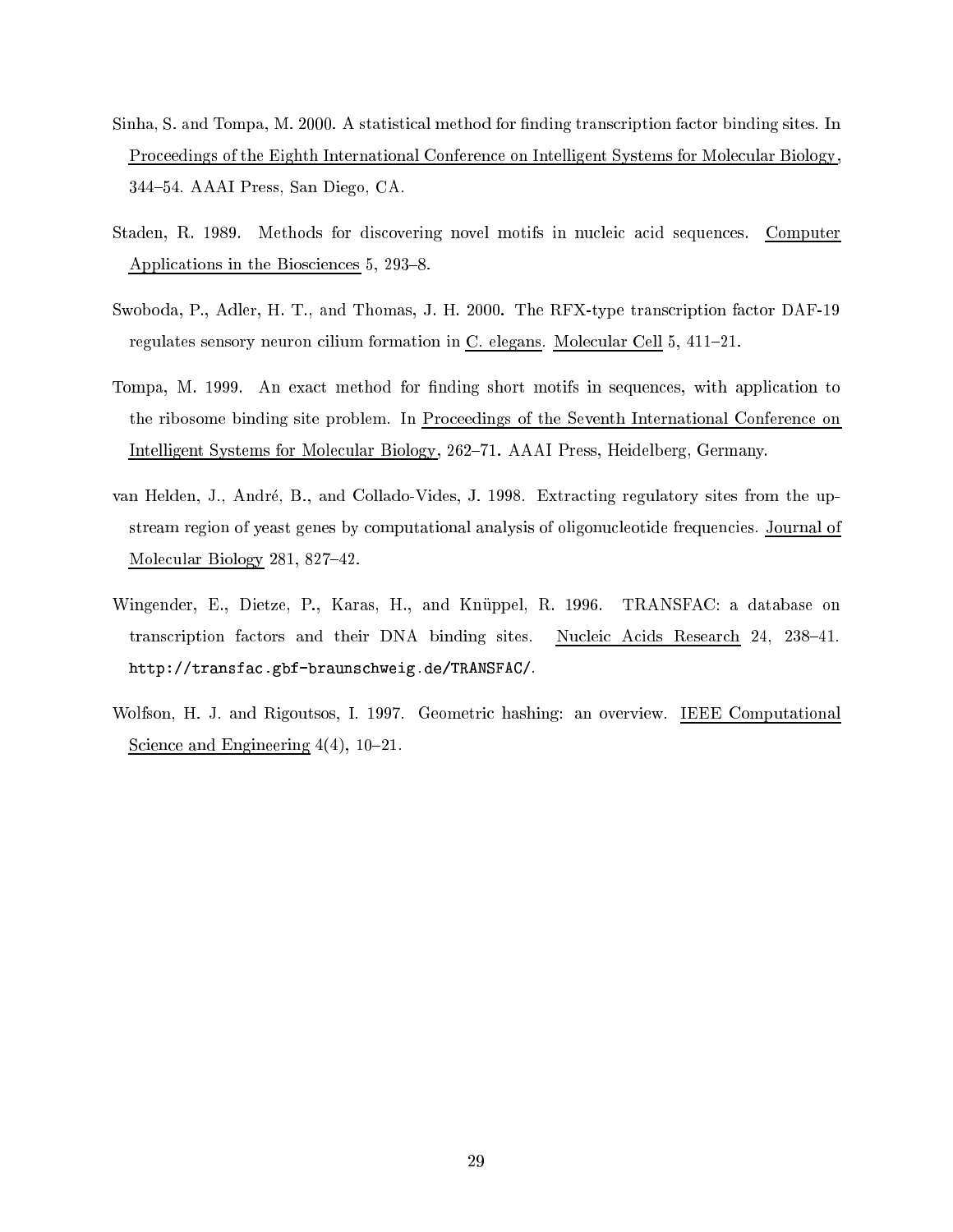Sinha, S. and Tompa, M. 2000. A statistical method for finding transcription factor binding sites. In Proceedings of the Eighth International Conference on Intelligent Systems for Molecular Biology, 344–54. AAAI Press, San Diego, CA.

Staden, R. 1989. Methods for discovering novel motifs in nucleic acid sequences. Computer Applications in the Biosciences 5, 293–8.

Swoboda, P., Adler, H. T., and Thomas, J. H. 2000. The RFX-type transcription factor DAF-19 regulates sensory neuron cilium formation in C. elegans. Molecular Cell 5, 411–21.

Tompa, M. 1999. An exact method for finding short motifs in sequences, with application to the ribosome binding site problem. In Proceedings of the Seventh International Conference on Intelligent Systems for Molecular Biology, 262–71. AAAI Press, Heidelberg, Germany.

van Helden, J., André, B., and Collado-Vides, J. 1998. Extracting regulatory sites from the upstream region of yeast genes by computational analysis of oligonucleotide frequencies. Journal of Molecular Biology 281, 827–42.

Wingender, E., Dietze, P., Karas, H., and Knüppel, R. 1996. TRANSFAC: a database on transcription factors and their DNA binding sites. Nucleic Acids Research 24, 238–41. http://transfac.gbf-braunschweig.de/TRANSFAC/.

Wolfson, H. J. and Rigoutsos, I. 1997. Geometric hashing: an overview. IEEE Computational Science and Engineering 4(4), 10–21.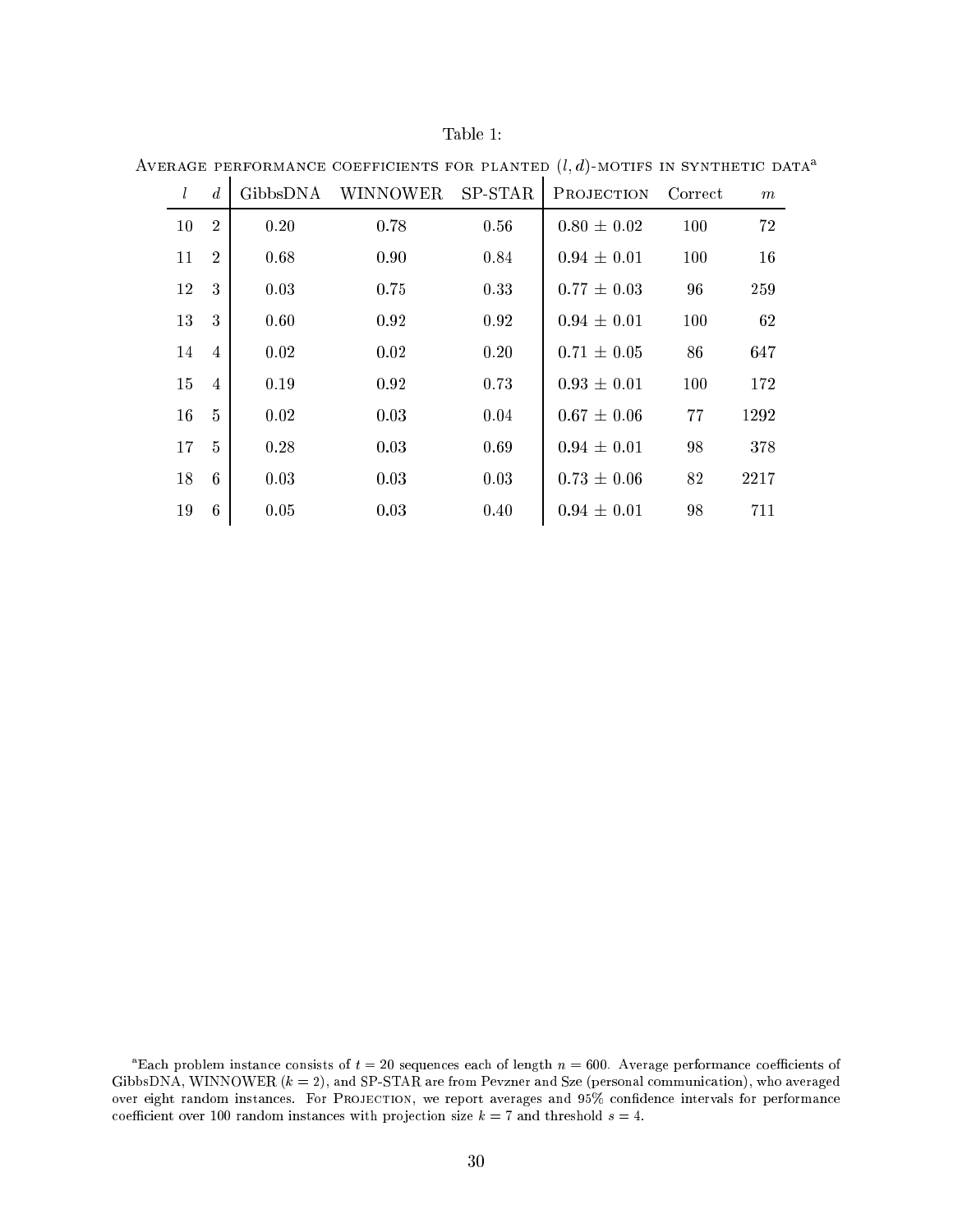Table 1:

AVERAGE PERFORMANCE COEFFICIENTS FOR PLANTED $(l, d)$-MOTIFS IN SYNTHETIC DATA[a]

| $l$ | $d$ | GibbsDNA | WINNOWER | SP-STAR | PROJECTION | Correct | $m$ |
|---|---|---|---|---|---|---|---|
| 10 | 2 | 0.20 | 0.78 | 0.56 | $0.80 \pm 0.02$ | 100 | 72 |
| 11 | 2 | 0.68 | 0.90 | 0.84 | $0.94 \pm 0.01$ | 100 | 16 |
| 12 | 3 | 0.03 | 0.75 | 0.33 | $0.77 \pm 0.03$ | 96 | 259 |
| 13 | 3 | 0.60 | 0.92 | 0.92 | $0.94 \pm 0.01$ | 100 | 62 |
| 14 | 4 | 0.02 | 0.02 | 0.20 | $0.71 \pm 0.05$ | 86 | 647 |
| 15 | 4 | 0.19 | 0.92 | 0.73 | $0.93 \pm 0.01$ | 100 | 172 |
| 16 | 5 | 0.02 | 0.03 | 0.04 | $0.67 \pm 0.06$ | 77 | 1292 |
| 17 | 5 | 0.28 | 0.03 | 0.69 | $0.94 \pm 0.01$ | 98 | 378 |
| 18 | 6 | 0.03 | 0.03 | 0.03 | $0.73 \pm 0.06$ | 82 | 2217 |
| 19 | 6 | 0.05 | 0.03 | 0.40 | $0.94 \pm 0.01$ | 98 | 711 |

[a] Each problem instance consists of $t = 20$ sequences each of length $n = 600$. Average performance coefficients of GibbsDNA, WINNOWER ($k = 2$), and SP-STAR are from Pevzner and Sze (personal communication), who averaged over eight random instances. For PROJECTION, we report averages and 95% confidence intervals for performance coefficient over 100 random instances with projection size $k = 7$ and threshold $s = 4$.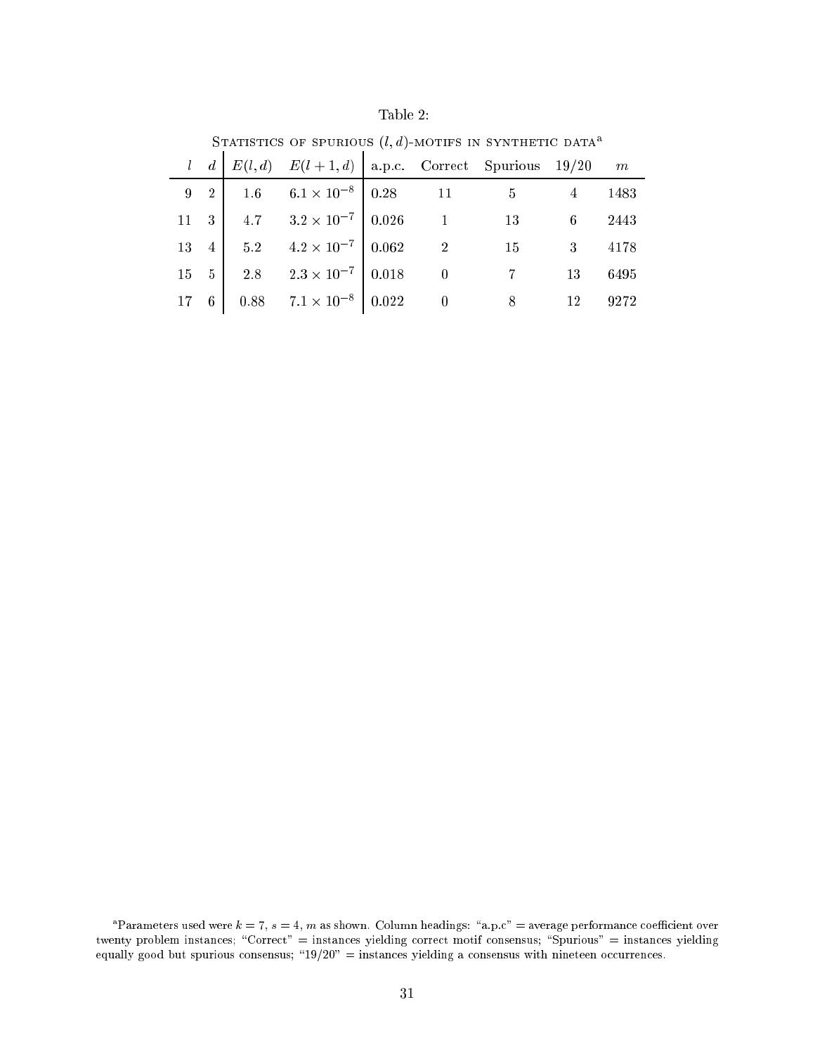Table 2:

STATISTICS OF SPURIOUS $(l, d)$-MOTIFS IN SYNTHETIC DATA[a]

| $l$ | $d$ | $E(l,d)$ | $E(l+1,d)$ | a.p.c. | Correct | Spurious | 19/20 | $m$ |
|---|---|---|---|---|---|---|---|---|
| 9 | 2 | 1.6 | $6.1 \times 10^{-8}$ | 0.28 | 11 | 5 | 4 | 1483 |
| 11 | 3 | 4.7 | $3.2 \times 10^{-7}$ | 0.026 | 1 | 13 | 6 | 2443 |
| 13 | 4 | 5.2 | $4.2 \times 10^{-7}$ | 0.062 | 2 | 15 | 3 | 4178 |
| 15 | 5 | 2.8 | $2.3 \times 10^{-7}$ | 0.018 | 0 | 7 | 13 | 6495 |
| 17 | 6 | 0.88 | $7.1 \times 10^{-8}$ | 0.022 | 0 | 8 | 12 | 9272 |

[a]Parameters used were $k = 7$, $s = 4$, $m$ as shown. Column headings: "a.p.c" = average performance coefficient over twenty problem instances; "Correct" = instances yielding correct motif consensus; "Spurious" = instances yielding equally good but spurious consensus; "19/20" = instances yielding a consensus with nineteen occurrences.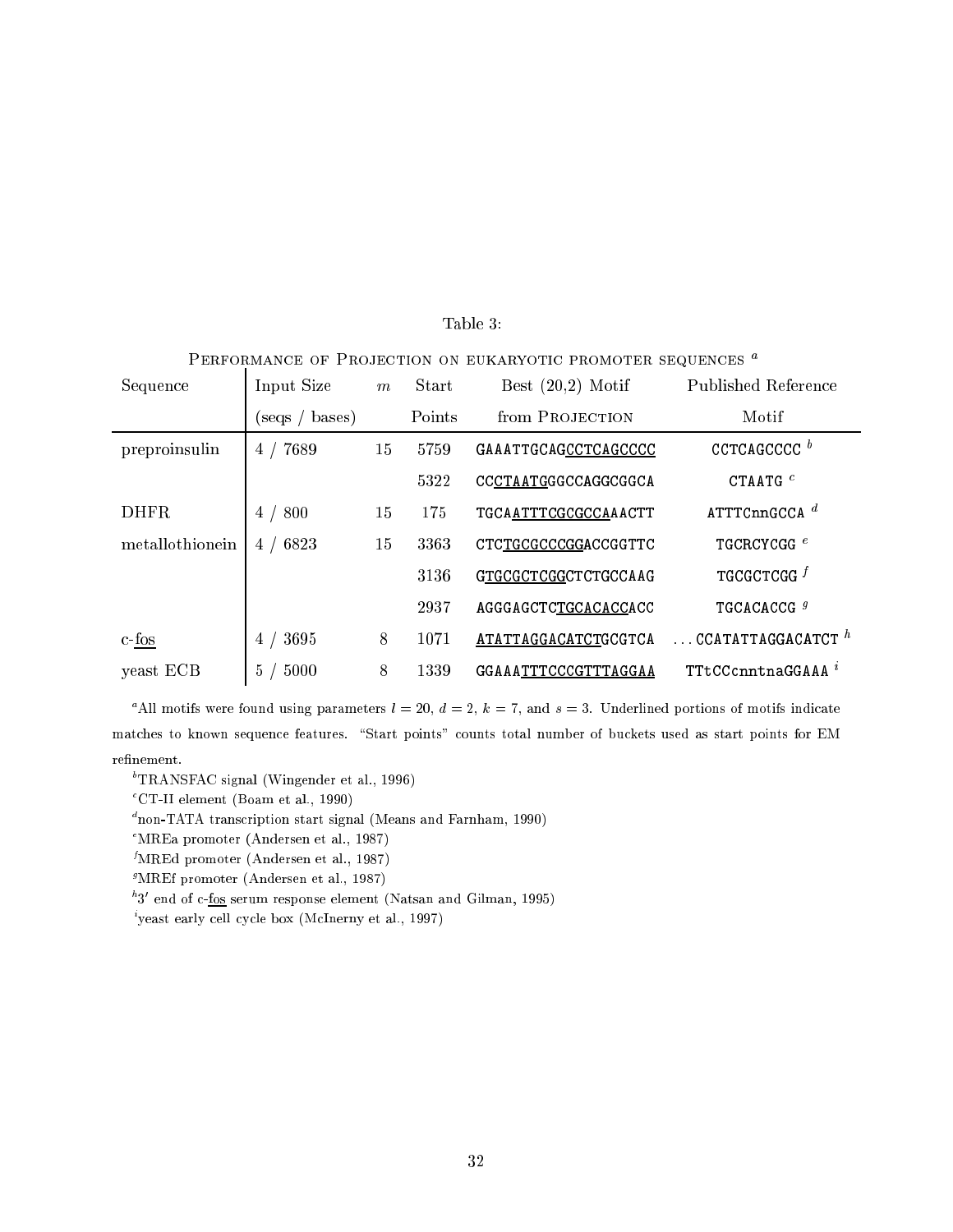Table 3:

Performance of Projection on eukaryotic promoter sequences [a]

| Sequence | Input Size (seqs / bases) | $m$ | Start Points | Best (20,2) Motif from Projection | Published Reference Motif |
|---|---|---|---|---|---|
| preproinsulin | 4 / 7689 | 15 | 5759 | GAAATTGCAGCCTCAGCCCC | CCTCAGCCCC [b] |
| | | | 5322 | CCCTAATGGGCCAGGCGGCA | CTAATG [c] |
| DHFR | 4 / 800 | 15 | 175 | TGCAATTTCGCGCCAAACTT | ATTTCnnGCCA [d] |
| metallothionein | 4 / 6823 | 15 | 3363 | CTCTGCGCCCGGACCGGTTC | TGCRCYCGG [e] |
| | | | 3136 | GTGCGCTCGGCTCTGCCAAG | TGCGCTCGG [f] |
| | | | 2937 | AGGGAGCTCTGCACACCACC | TGCACACCG [g] |
| c-fos | 4 / 3695 | 8 | 1071 | ATATTAGGACATCTGCGTCA | ...CCATATTAGGACATCT [h] |
| yeast ECB | 5 / 5000 | 8 | 1339 | GGAAATTTCCCGTTTAGGAA | TTtCCcnntnaGGAAA [i] |

[a]All motifs were found using parameters $l = 20$, $d = 2$, $k = 7$, and $s = 3$. Underlined portions of motifs indicate matches to known sequence features. "Start points" counts total number of buckets used as start points for EM refinement.

[b]TRANSFAC signal (Wingender et al., 1996)

[c]CT-II element (Boam et al., 1990)

[d]non-TATA transcription start signal (Means and Farnham, 1990)

[e]MREa promoter (Andersen et al., 1987)

[f]MREd promoter (Andersen et al., 1987)

[g]MREf promoter (Andersen et al., 1987)

[h]3′ end of c-fos serum response element (Natsan and Gilman, 1995)

[i]yeast early cell cycle box (McInerny et al., 1997)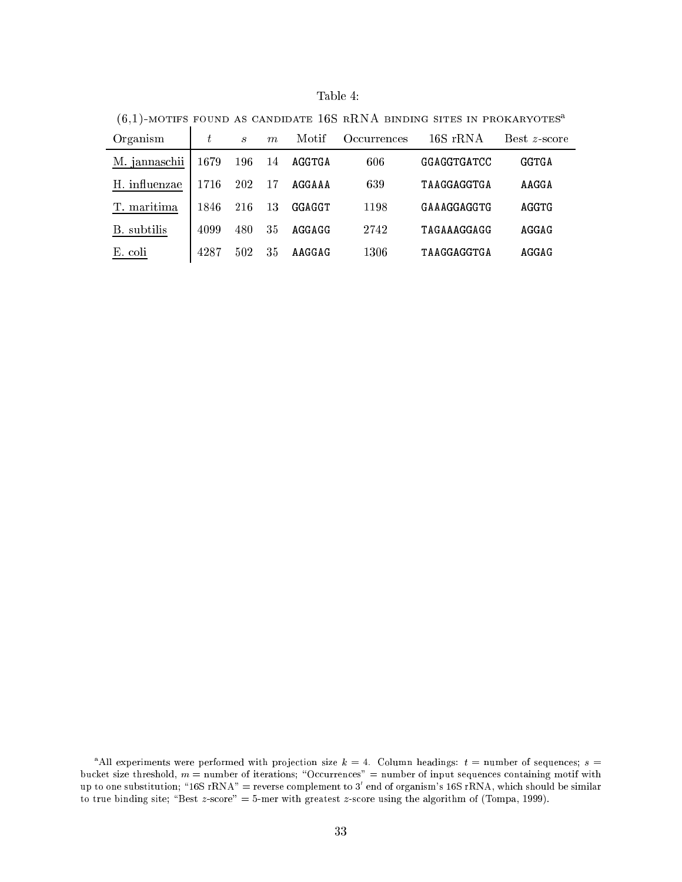Table 4:

(6,1)-MOTIFS FOUND AS CANDIDATE 16S RRNA BINDING SITES IN PROKARYOTES[a]

| Organism | $t$ | $s$ | $m$ | Motif | Occurrences | 16S rRNA | Best $z$-score |
|---|---|---|---|---|---|---|---|
| M. jannaschii | 1679 | 196 | 14 | AGGTGA | 606 | GGAGGTGATCC | GGTGA |
| H. influenzae | 1716 | 202 | 17 | AGGAAA | 639 | TAAGGAGGTGA | AAGGA |
| T. maritima | 1846 | 216 | 13 | GGAGGT | 1198 | GAAAGGAGGTG | AGGTG |
| B. subtilis | 4099 | 480 | 35 | AGGAGG | 2742 | TAGAAAGGAGG | AGGAG |
| E. coli | 4287 | 502 | 35 | AAGGAG | 1306 | TAAGGAGGTGA | AGGAG |

[a]All experiments were performed with projection size $k = 4$. Column headings: $t$ = number of sequences; $s$ = bucket size threshold, $m$ = number of iterations; "Occurrences" = number of input sequences containing motif with up to one substitution; "16S rRNA" = reverse complement to $3'$ end of organism's 16S rRNA, which should be similar to true binding site; "Best $z$-score" = 5-mer with greatest $z$-score using the algorithm of (Tompa, 1999).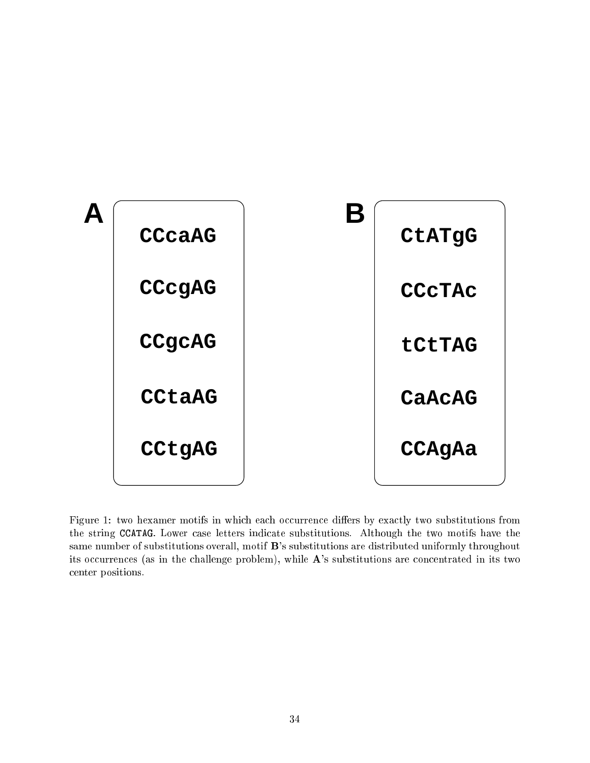A

CCcaAG

CCcgAG

CCgcAG

CCtaAG

CCtgAG

B

CtATgG

CCcTAc

tCtTAG

CaAcAG

CCAgAa

Figure 1: two hexamer motifs in which each occurrence differs by exactly two substitutions from the string CCATAG. Lower case letters indicate substitutions. Although the two motifs have the same number of substitutions overall, motif **B**'s substitutions are distributed uniformly throughout its occurrences (as in the challenge problem), while **A**'s substitutions are concentrated in its two center positions.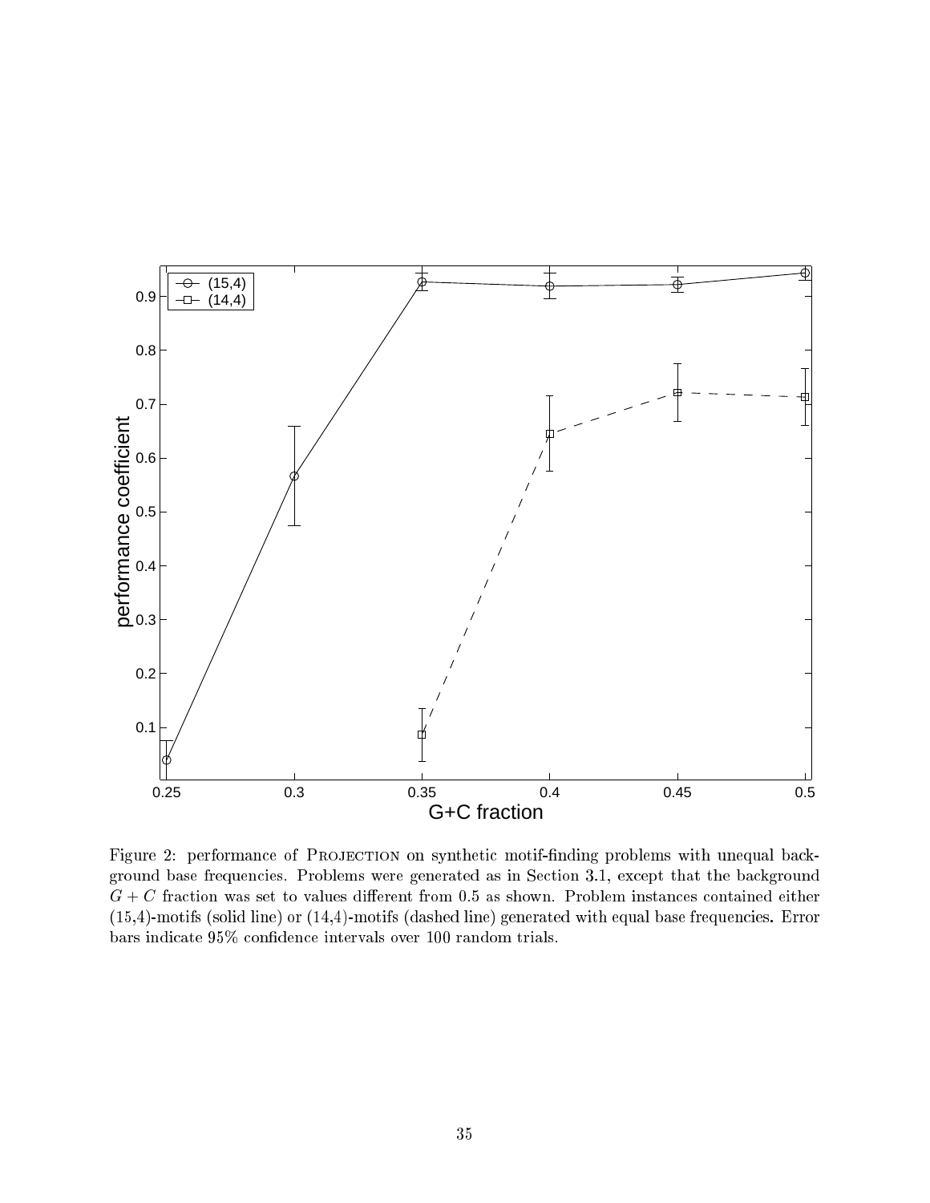(15,4)
(14,4)

performance coefficient

0.1
0.2
0.3
0.4
0.5
0.6
0.7
0.8
0.9

0.25
0.3
0.35
0.4
0.45
0.5

G+C fraction

Figure 2: performance of PROJECTION on synthetic motif-finding problems with unequal background base frequencies. Problems were generated as in Section 3.1, except that the background $G + C$ fraction was set to values different from 0.5 as shown. Problem instances contained either (15,4)-motifs (solid line) or (14,4)-motifs (dashed line) generated with equal base frequencies. Error bars indicate 95% confidence intervals over 100 random trials.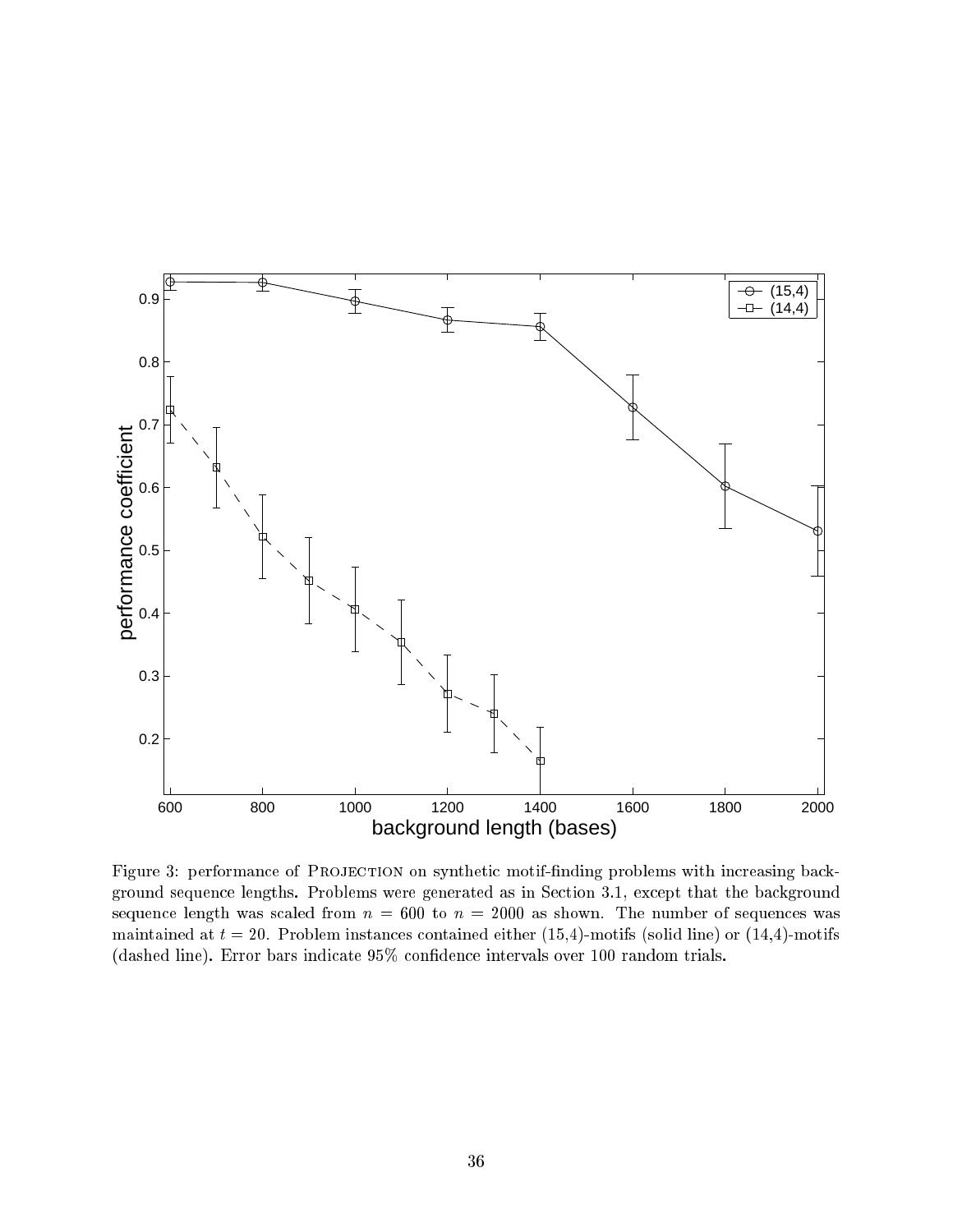(15,4)
(14,4)

performance coefficient

0.9
0.8
0.7
0.6
0.5
0.4
0.3
0.2

600
800
1000
1200
1400
1600
1800
2000

background length (bases)

Figure 3: performance of PROJECTION on synthetic motif-finding problems with increasing background sequence lengths. Problems were generated as in Section 3.1, except that the background sequence length was scaled from $n = 600$ to $n = 2000$ as shown. The number of sequences was maintained at $t = 20$. Problem instances contained either (15,4)-motifs (solid line) or (14,4)-motifs (dashed line). Error bars indicate 95% confidence intervals over 100 random trials.